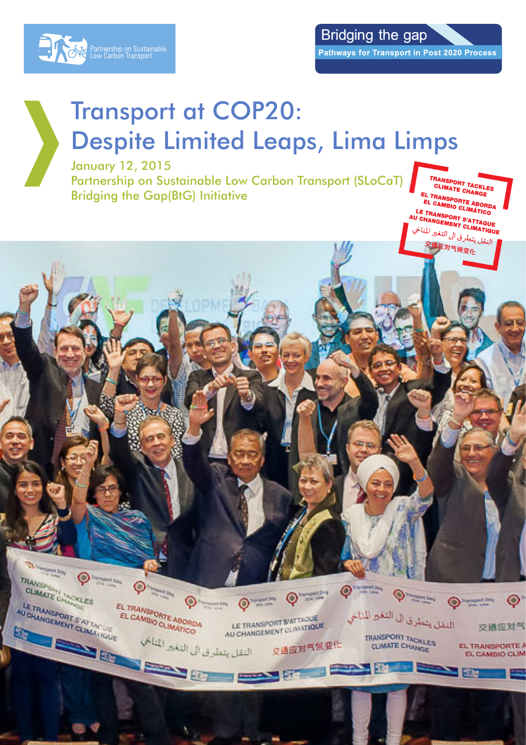Partnership on Sustainable Low Carbon Transport

Bridging the gap

Pathways for Transport in Post 2020 Process

# Transport at COP20: Despite Limited Leaps, Lima Limps

January 12, 2015

Partnership on Sustainable Low Carbon Transport (SLoCaT) Bridging the Gap(BtG) Initiative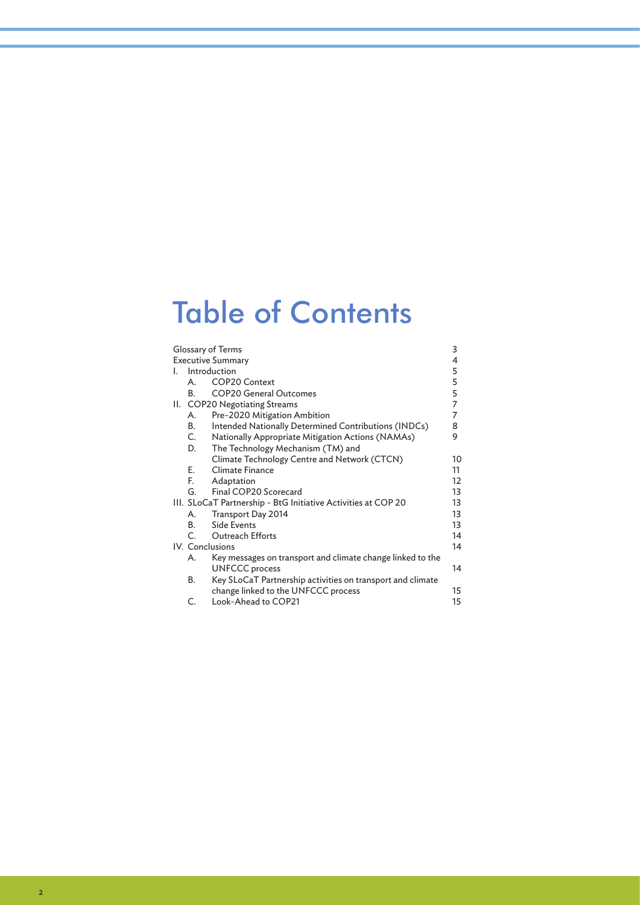# Table of Contents

| | | |
|---|---|---|
| Glossary of Terms | | 3 |
| Executive Summary | | 4 |
| I. Introduction | | 5 |
| | A. COP20 Context | 5 |
| | B. COP20 General Outcomes | 5 |
| II. COP20 Negotiating Streams | | 7 |
| | A. Pre-2020 Mitigation Ambition | 7 |
| | B. Intended Nationally Determined Contributions (INDCs) | 8 |
| | C. Nationally Appropriate Mitigation Actions (NAMAs) | 9 |
| | D. The Technology Mechanism (TM) and Climate Technology Centre and Network (CTCN) | 10 |
| | E. Climate Finance | 11 |
| | F. Adaptation | 12 |
| | G. Final COP20 Scorecard | 13 |
| III. SLoCaT Partnership - BtG Initiative Activities at COP 20 | | 13 |
| | A. Transport Day 2014 | 13 |
| | B. Side Events | 13 |
| | C. Outreach Efforts | 14 |
| IV. Conclusions | | 14 |
| | A. Key messages on transport and climate change linked to the UNFCCC process | 14 |
| | B. Key SLoCaT Partnership activities on transport and climate change linked to the UNFCCC process | 15 |
| | C. Look-Ahead to COP21 | 15 |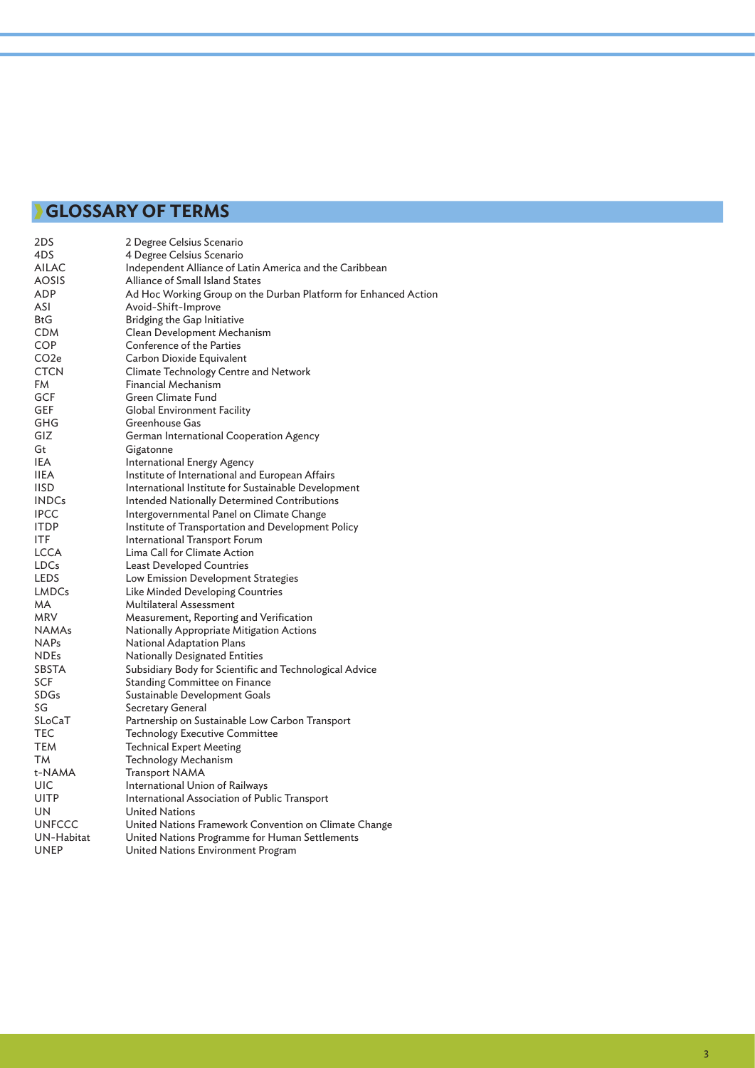# GLOSSARY OF TERMS

| | |
|---|---|
| 2DS | 2 Degree Celsius Scenario |
| 4DS | 4 Degree Celsius Scenario |
| AILAC | Independent Alliance of Latin America and the Caribbean |
| AOSIS | Alliance of Small Island States |
| ADP | Ad Hoc Working Group on the Durban Platform for Enhanced Action |
| ASI | Avoid-Shift-Improve |
| BtG | Bridging the Gap Initiative |
| CDM | Clean Development Mechanism |
| COP | Conference of the Parties |
| $CO_2e$ | Carbon Dioxide Equivalent |
| CTCN | Climate Technology Centre and Network |
| FM | Financial Mechanism |
| GCF | Green Climate Fund |
| GEF | Global Environment Facility |
| GHG | Greenhouse Gas |
| GIZ | German International Cooperation Agency |
| Gt | Gigatonne |
| IEA | International Energy Agency |
| IIEA | Institute of International and European Affairs |
| IISD | International Institute for Sustainable Development |
| INDCs | Intended Nationally Determined Contributions |
| IPCC | Intergovernmental Panel on Climate Change |
| ITDP | Institute of Transportation and Development Policy |
| ITF | International Transport Forum |
| LCCA | Lima Call for Climate Action |
| LDCs | Least Developed Countries |
| LEDS | Low Emission Development Strategies |
| LMDCs | Like Minded Developing Countries |
| MA | Multilateral Assessment |
| MRV | Measurement, Reporting and Verification |
| NAMAs | Nationally Appropriate Mitigation Actions |
| NAPs | National Adaptation Plans |
| NDEs | Nationally Designated Entities |
| SBSTA | Subsidiary Body for Scientific and Technological Advice |
| SCF | Standing Committee on Finance |
| SDGs | Sustainable Development Goals |
| SG | Secretary General |
| SLoCaT | Partnership on Sustainable Low Carbon Transport |
| TEC | Technology Executive Committee |
| TEM | Technical Expert Meeting |
| TM | Technology Mechanism |
| t-NAMA | Transport NAMA |
| UIC | International Union of Railways |
| UITP | International Association of Public Transport |
| UN | United Nations |
| UNFCCC | United Nations Framework Convention on Climate Change |
| UN-Habitat | United Nations Programme for Human Settlements |
| UNEP | United Nations Environment Program |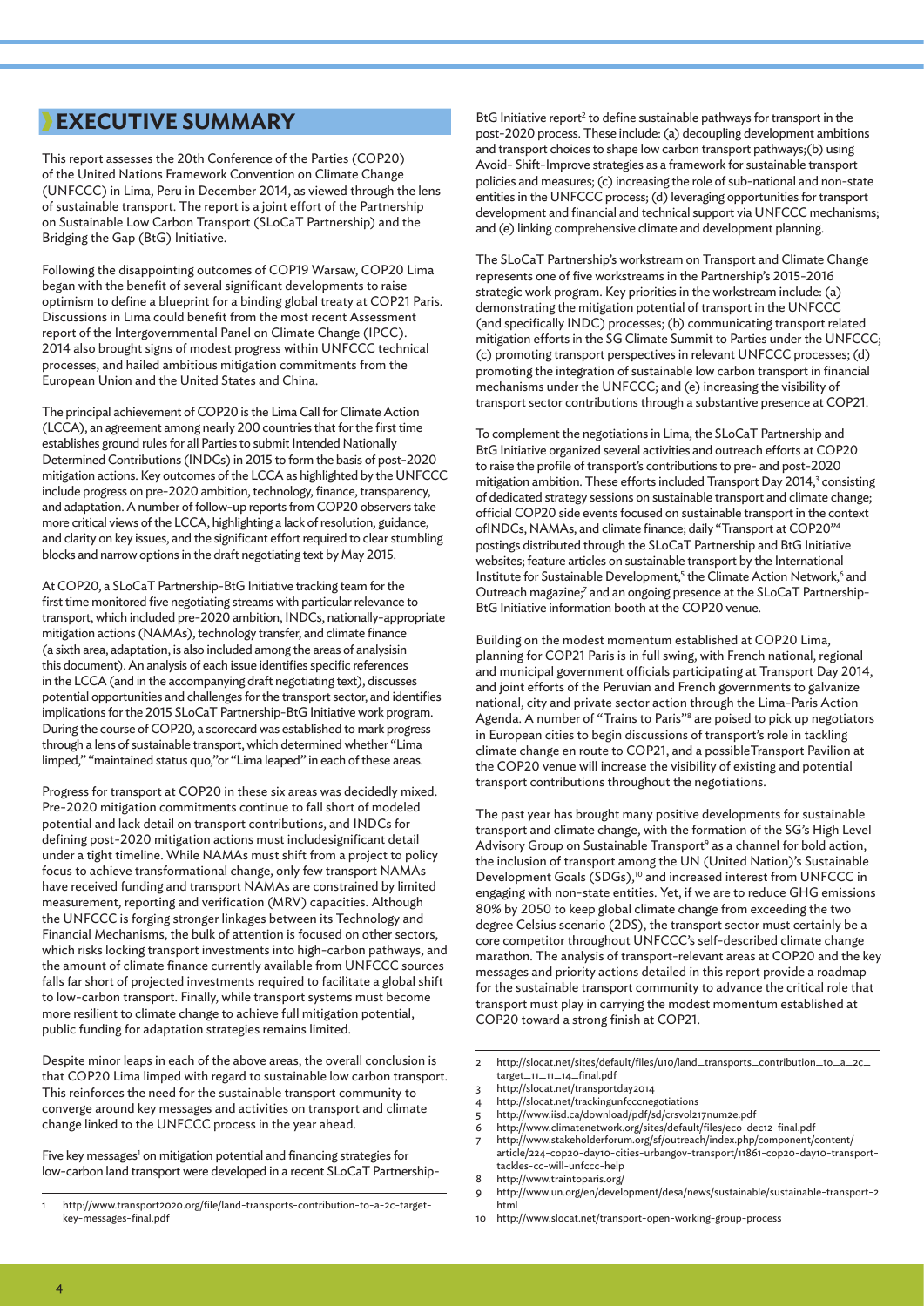# EXECUTIVE SUMMARY

This report assesses the 20th Conference of the Parties (COP20) of the United Nations Framework Convention on Climate Change (UNFCCC) in Lima, Peru in December 2014, as viewed through the lens of sustainable transport. The report is a joint effort of the Partnership on Sustainable Low Carbon Transport (SLoCaT Partnership) and the Bridging the Gap (BtG) Initiative.

Following the disappointing outcomes of COP19 Warsaw, COP20 Lima began with the benefit of several significant developments to raise optimism to define a blueprint for a binding global treaty at COP21 Paris. Discussions in Lima could benefit from the most recent Assessment report of the Intergovernmental Panel on Climate Change (IPCC). 2014 also brought signs of modest progress within UNFCCC technical processes, and hailed ambitious mitigation commitments from the European Union and the United States and China.

The principal achievement of COP20 is the Lima Call for Climate Action (LCCA), an agreement among nearly 200 countries that for the first time establishes ground rules for all Parties to submit Intended Nationally Determined Contributions (INDCs) in 2015 to form the basis of post-2020 mitigation actions. Key outcomes of the LCCA as highlighted by the UNFCCC include progress on pre-2020 ambition, technology, finance, transparency, and adaptation. A number of follow-up reports from COP20 observers take more critical views of the LCCA, highlighting a lack of resolution, guidance, and clarity on key issues, and the significant effort required to clear stumbling blocks and narrow options in the draft negotiating text by May 2015.

At COP20, a SLoCaT Partnership-BtG Initiative tracking team for the first time monitored five negotiating streams with particular relevance to transport, which included pre-2020 ambition, INDCs, nationally-appropriate mitigation actions (NAMAs), technology transfer, and climate finance (a sixth area, adaptation, is also included among the areas of analysisin this document). An analysis of each issue identifies specific references in the LCCA (and in the accompanying draft negotiating text), discusses potential opportunities and challenges for the transport sector, and identifies implications for the 2015 SLoCaT Partnership-BtG Initiative work program. During the course of COP20, a scorecard was established to mark progress through a lens of sustainable transport, which determined whether "Lima limped," "maintained status quo,"or "Lima leaped" in each of these areas.

Progress for transport at COP20 in these six areas was decidedly mixed. Pre-2020 mitigation commitments continue to fall short of modeled potential and lack detail on transport contributions, and INDCs for defining post-2020 mitigation actions must includesignificant detail under a tight timeline. While NAMAs must shift from a project to policy focus to achieve transformational change, only few transport NAMAs have received funding and transport NAMAs are constrained by limited measurement, reporting and verification (MRV) capacities. Although the UNFCCC is forging stronger linkages between its Technology and Financial Mechanisms, the bulk of attention is focused on other sectors, which risks locking transport investments into high-carbon pathways, and the amount of climate finance currently available from UNFCCC sources falls far short of projected investments required to facilitate a global shift to low-carbon transport. Finally, while transport systems must become more resilient to climate change to achieve full mitigation potential, public funding for adaptation strategies remains limited.

Despite minor leaps in each of the above areas, the overall conclusion is that COP20 Lima limped with regard to sustainable low carbon transport. This reinforces the need for the sustainable transport community to converge around key messages and activities on transport and climate change linked to the UNFCCC process in the year ahead.

Five key messages[1] on mitigation potential and financing strategies for low-carbon land transport were developed in a recent SLoCaT Partnership-BtG Initiative report[2] to define sustainable pathways for transport in the post-2020 process. These include: (a) decoupling development ambitions and transport choices to shape low carbon transport pathways;(b) using Avoid- Shift-Improve strategies as a framework for sustainable transport policies and measures; (c) increasing the role of sub-national and non-state entities in the UNFCCC process; (d) leveraging opportunities for transport development and financial and technical support via UNFCCC mechanisms; and (e) linking comprehensive climate and development planning.

The SLoCaT Partnership's workstream on Transport and Climate Change represents one of five workstreams in the Partnership's 2015-2016 strategic work program. Key priorities in the workstream include: (a) demonstrating the mitigation potential of transport in the UNFCCC (and specifically INDC) processes; (b) communicating transport related mitigation efforts in the SG Climate Summit to Parties under the UNFCCC; (c) promoting transport perspectives in relevant UNFCCC processes; (d) promoting the integration of sustainable low carbon transport in financial mechanisms under the UNFCCC; and (e) increasing the visibility of transport sector contributions through a substantive presence at COP21.

To complement the negotiations in Lima, the SLoCaT Partnership and BtG Initiative organized several activities and outreach efforts at COP20 to raise the profile of transport's contributions to pre- and post-2020 mitigation ambition. These efforts included Transport Day 2014,[3] consisting of dedicated strategy sessions on sustainable transport and climate change; official COP20 side events focused on sustainable transport in the context ofINDCs, NAMAs, and climate finance; daily "Transport at COP20"[4] postings distributed through the SLoCaT Partnership and BtG Initiative websites; feature articles on sustainable transport by the International Institute for Sustainable Development,[5] the Climate Action Network,[6] and Outreach magazine;[7] and an ongoing presence at the SLoCaT Partnership-BtG Initiative information booth at the COP20 venue.

Building on the modest momentum established at COP20 Lima, planning for COP21 Paris is in full swing, with French national, regional and municipal government officials participating at Transport Day 2014, and joint efforts of the Peruvian and French governments to galvanize national, city and private sector action through the Lima-Paris Action Agenda. A number of "Trains to Paris"[8] are poised to pick up negotiators in European cities to begin discussions of transport's role in tackling climate change en route to COP21, and a possibleTransport Pavilion at the COP20 venue will increase the visibility of existing and potential transport contributions throughout the negotiations.

The past year has brought many positive developments for sustainable transport and climate change, with the formation of the SG's High Level Advisory Group on Sustainable Transport[9] as a channel for bold action, the inclusion of transport among the UN (United Nation)'s Sustainable Development Goals (SDGs),[10] and increased interest from UNFCCC in engaging with non-state entities. Yet, if we are to reduce GHG emissions 80% by 2050 to keep global climate change from exceeding the two degree Celsius scenario (2DS), the transport sector must certainly be a core competitor throughout UNFCCC's self-described climate change marathon. The analysis of transport-relevant areas at COP20 and the key messages and priority actions detailed in this report provide a roadmap for the sustainable transport community to advance the critical role that transport must play in carrying the modest momentum established at COP20 toward a strong finish at COP21.

---

1 http://www.transport2020.org/file/land-transports-contribution-to-a-2c-target-key-messages-final.pdf

2 http://slocat.net/sites/default/files/u10/land_transports_contribution_to_a_2c_target_11_11_14_final.pdf

3 http://slocat.net/transportday2014

4 http://slocat.net/trackingunfcccnegotiations

5 http://www.iisd.ca/download/pdf/sd/crsvol217num2e.pdf

6 http://www.climatenetwork.org/sites/default/files/eco-dec12-final.pdf

7 http://www.stakeholderforum.org/sf/outreach/index.php/component/content/article/224-cop20-day10-cities-urbangov-transport/11861-cop20-day10-transport-tackles-cc-will-unfccc-help

8 http://www.traintoparis.org/

9 http://www.un.org/en/development/desa/news/sustainable/sustainable-transport-2.html

10 http://www.slocat.net/transport-open-working-group-process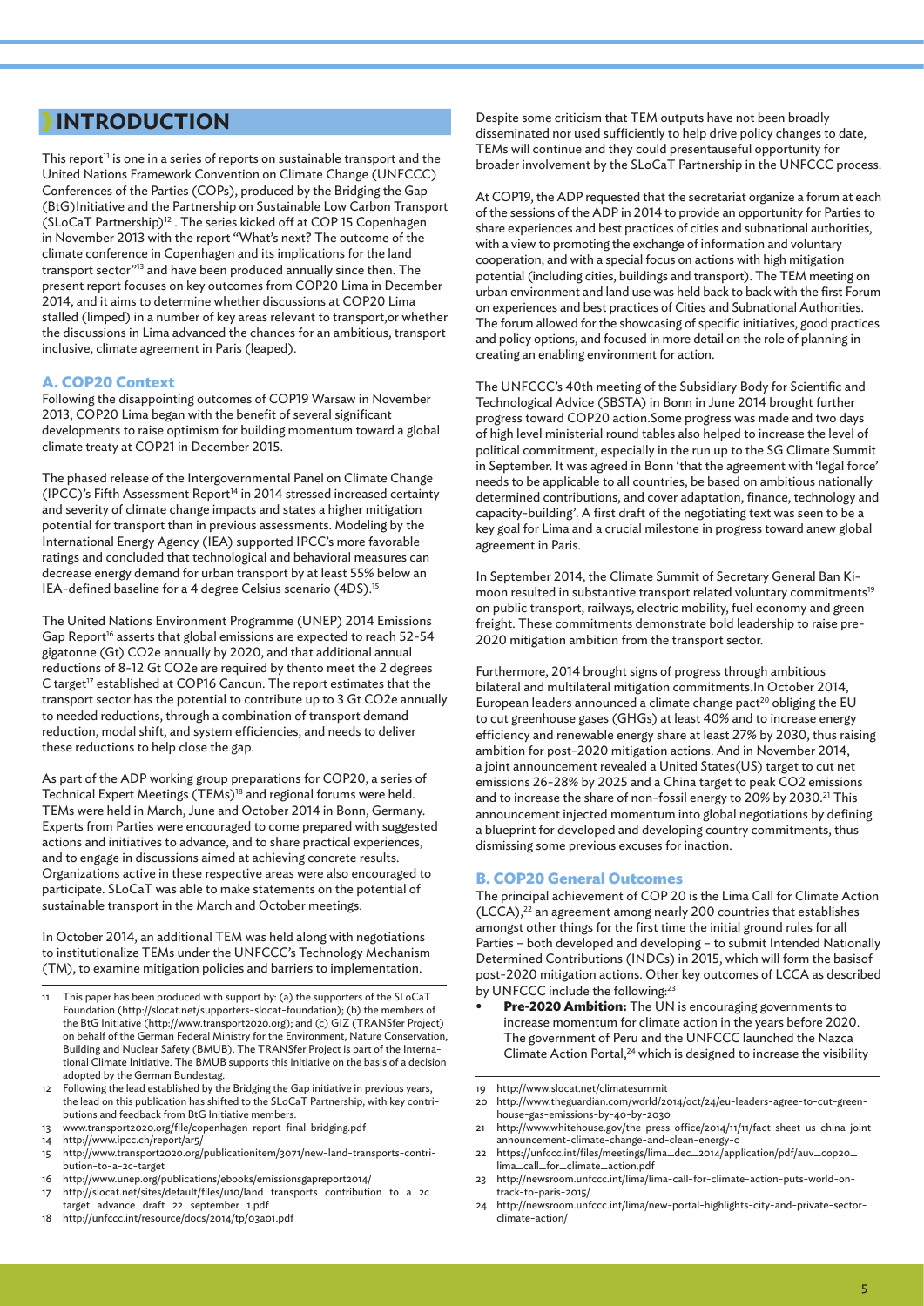# INTRODUCTION

This report[11] is one in a series of reports on sustainable transport and the United Nations Framework Convention on Climate Change (UNFCCC) Conferences of the Parties (COPs), produced by the Bridging the Gap (BtG)Initiative and the Partnership on Sustainable Low Carbon Transport (SLoCaT Partnership)[12] . The series kicked off at COP 15 Copenhagen in November 2013 with the report "What's next? The outcome of the climate conference in Copenhagen and its implications for the land transport sector"[13] and have been produced annually since then. The present report focuses on key outcomes from COP20 Lima in December 2014, and it aims to determine whether discussions at COP20 Lima stalled (limped) in a number of key areas relevant to transport,or whether the discussions in Lima advanced the chances for an ambitious, transport inclusive, climate agreement in Paris (leaped).

### A. COP20 Context

Following the disappointing outcomes of COP19 Warsaw in November 2013, COP20 Lima began with the benefit of several significant developments to raise optimism for building momentum toward a global climate treaty at COP21 in December 2015.

The phased release of the Intergovernmental Panel on Climate Change (IPCC)'s Fifth Assessment Report[14] in 2014 stressed increased certainty and severity of climate change impacts and states a higher mitigation potential for transport than in previous assessments. Modeling by the International Energy Agency (IEA) supported IPCC's more favorable ratings and concluded that technological and behavioral measures can decrease energy demand for urban transport by at least 55% below an IEA-defined baseline for a 4 degree Celsius scenario (4DS).[15]

The United Nations Environment Programme (UNEP) 2014 Emissions Gap Report[16] asserts that global emissions are expected to reach 52-54 gigatonne (Gt) CO2e annually by 2020, and that additional annual reductions of 8-12 Gt CO2e are required by thento meet the 2 degrees C target[17] established at COP16 Cancun. The report estimates that the transport sector has the potential to contribute up to 3 Gt CO2e annually to needed reductions, through a combination of transport demand reduction, modal shift, and system efficiencies, and needs to deliver these reductions to help close the gap.

As part of the ADP working group preparations for COP20, a series of Technical Expert Meetings (TEMs)[18] and regional forums were held. TEMs were held in March, June and October 2014 in Bonn, Germany. Experts from Parties were encouraged to come prepared with suggested actions and initiatives to advance, and to share practical experiences, and to engage in discussions aimed at achieving concrete results. Organizations active in these respective areas were also encouraged to participate. SLoCaT was able to make statements on the potential of sustainable transport in the March and October meetings.

In October 2014, an additional TEM was held along with negotiations to institutionalize TEMs under the UNFCCC's Technology Mechanism (TM), to examine mitigation policies and barriers to implementation.

Despite some criticism that TEM outputs have not been broadly disseminated nor used sufficiently to help drive policy changes to date, TEMs will continue and they could presentauseful opportunity for broader involvement by the SLoCaT Partnership in the UNFCCC process.

At COP19, the ADP requested that the secretariat organize a forum at each of the sessions of the ADP in 2014 to provide an opportunity for Parties to share experiences and best practices of cities and subnational authorities, with a view to promoting the exchange of information and voluntary cooperation, and with a special focus on actions with high mitigation potential (including cities, buildings and transport). The TEM meeting on urban environment and land use was held back to back with the first Forum on experiences and best practices of Cities and Subnational Authorities. The forum allowed for the showcasing of specific initiatives, good practices and policy options, and focused in more detail on the role of planning in creating an enabling environment for action.

The UNFCCC's 40th meeting of the Subsidiary Body for Scientific and Technological Advice (SBSTA) in Bonn in June 2014 brought further progress toward COP20 action.Some progress was made and two days of high level ministerial round tables also helped to increase the level of political commitment, especially in the run up to the SG Climate Summit in September. It was agreed in Bonn 'that the agreement with 'legal force' needs to be applicable to all countries, be based on ambitious nationally determined contributions, and cover adaptation, finance, technology and capacity-building'. A first draft of the negotiating text was seen to be a key goal for Lima and a crucial milestone in progress toward anew global agreement in Paris.

In September 2014, the Climate Summit of Secretary General Ban Ki-moon resulted in substantive transport related voluntary commitments[19] on public transport, railways, electric mobility, fuel economy and green freight. These commitments demonstrate bold leadership to raise pre-2020 mitigation ambition from the transport sector.

Furthermore, 2014 brought signs of progress through ambitious bilateral and multilateral mitigation commitments.In October 2014, European leaders announced a climate change pact[20] obliging the EU to cut greenhouse gases (GHGs) at least 40% and to increase energy efficiency and renewable energy share at least 27% by 2030, thus raising ambition for post-2020 mitigation actions. And in November 2014, a joint announcement revealed a United States(US) target to cut net emissions 26-28% by 2025 and a China target to peak CO2 emissions and to increase the share of non-fossil energy to 20% by 2030.[21] This announcement injected momentum into global negotiations by defining a blueprint for developed and developing country commitments, thus dismissing some previous excuses for inaction.

### B. COP20 General Outcomes

The principal achievement of COP 20 is the Lima Call for Climate Action (LCCA),[22] an agreement among nearly 200 countries that establishes amongst other things for the first time the initial ground rules for all Parties – both developed and developing – to submit Intended Nationally Determined Contributions (INDCs) in 2015, which will form the basisof post-2020 mitigation actions. Other key outcomes of LCCA as described by UNFCCC include the following:[23]

- **Pre-2020 Ambition:** The UN is encouraging governments to increase momentum for climate action in the years before 2020. The government of Peru and the UNFCCC launched the Nazca Climate Action Portal,[24] which is designed to increase the visibility

---

11 This paper has been produced with support by: (a) the supporters of the SLoCaT Foundation (http://slocat.net/supporters-slocat-foundation); (b) the members of the BtG Initiative (http://www.transport2020.org); and (c) GIZ (TRANSfer Project) on behalf of the German Federal Ministry for the Environment, Nature Conservation, Building and Nuclear Safety (BMUB). The TRANSfer Project is part of the International Climate Initiative. The BMUB supports this initiative on the basis of a decision adopted by the German Bundestag.

12 Following the lead established by the Bridging the Gap initiative in previous years, the lead on this publication has shifted to the SLoCaT Partnership, with key contributions and feedback from BtG Initiative members.

13 www.transport2020.org/file/copenhagen-report-final-bridging.pdf

14 http://www.ipcc.ch/report/ar5/

15 http://www.transport2020.org/publicationitem/3071/new-land-transports-contribution-to-a-2c-target

16 http://www.unep.org/publications/ebooks/emissionsgapreport2014/

17 http://slocat.net/sites/default/files/u10/land_transports_contribution_to_a_2c_target_advance_draft_22_september_1.pdf

18 http://unfccc.int/resource/docs/2014/tp/03a01.pdf

19 http://www.slocat.net/climatesummit

20 http://www.theguardian.com/world/2014/oct/24/eu-leaders-agree-to-cut-greenhouse-gas-emissions-by-40-by-2030

21 http://www.whitehouse.gov/the-press-office/2014/11/11/fact-sheet-us-china-joint-announcement-climate-change-and-clean-energy-c

22 https://unfccc.int/files/meetings/lima_dec_2014/application/pdf/auv_cop20_lima_call_for_climate_action.pdf

23 http://newsroom.unfccc.int/lima/lima-call-for-climate-action-puts-world-on-track-to-paris-2015/

24 http://newsroom.unfccc.int/lima/new-portal-highlights-city-and-private-sector-climate-action/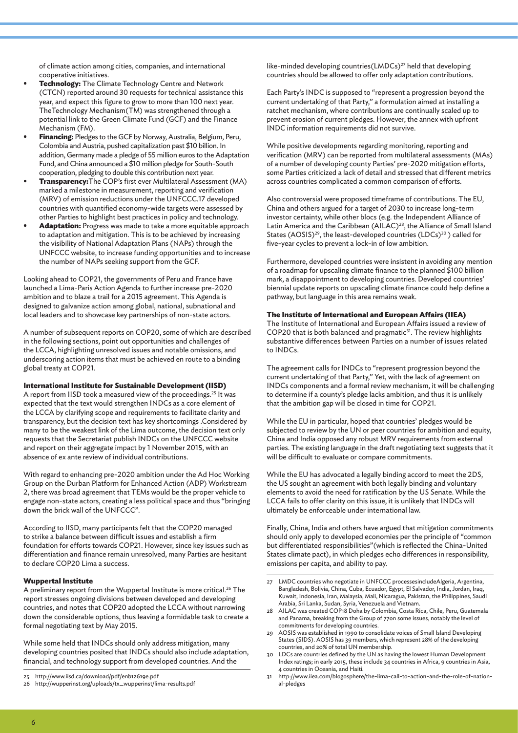of climate action among cities, companies, and international cooperative initiatives.

- **Technology:** The Climate Technology Centre and Network (CTCN) reported around 30 requests for technical assistance this year, and expect this figure to grow to more than 100 next year. TheTechnology Mechanism(TM) was strengthened through a potential link to the Green Climate Fund (GCF) and the Finance Mechanism (FM).
- **Financing:** Pledges to the GCF by Norway, Australia, Belgium, Peru, Colombia and Austria, pushed capitalization past $10 billion. In addition, Germany made a pledge of 55 million euros to the Adaptation Fund, and China announced a $10 million pledge for South-South cooperation, pledging to double this contribution next year.
- **Transparency:**The COP's first ever Multilateral Assessment (MA) marked a milestone in measurement, reporting and verification (MRV) of emission reductions under the UNFCCC.17 developed countries with quantified economy-wide targets were assessed by other Parties to highlight best practices in policy and technology.
- **Adaptation:** Progress was made to take a more equitable approach to adaptation and mitigation. This is to be achieved by increasing the visibility of National Adaptation Plans (NAPs) through the UNFCCC website, to increase funding opportunities and to increase the number of NAPs seeking support from the GCF.

Looking ahead to COP21, the governments of Peru and France have launched a Lima-Paris Action Agenda to further increase pre-2020 ambition and to blaze a trail for a 2015 agreement. This Agenda is designed to galvanize action among global, national, subnational and local leaders and to showcase key partnerships of non-state actors.

A number of subsequent reports on COP20, some of which are described in the following sections, point out opportunities and challenges of the LCCA, highlighting unresolved issues and notable omissions, and underscoring action items that must be achieved en route to a binding global treaty at COP21.

#### International Institute for Sustainable Development (IISD)

A report from IISD took a measured view of the proceedings.[25] It was expected that the text would strengthen INDCs as a core element of the LCCA by clarifying scope and requirements to facilitate clarity and transparency, but the decision text has key shortcomings .Considered by many to be the weakest link of the Lima outcome, the decision text only requests that the Secretariat publish INDCs on the UNFCCC website and report on their aggregate impact by 1 November 2015, with an absence of ex ante review of individual contributions.

With regard to enhancing pre-2020 ambition under the Ad Hoc Working Group on the Durban Platform for Enhanced Action (ADP) Workstream 2, there was broad agreement that TEMs would be the proper vehicle to engage non-state actors, creating a less political space and thus "bringing down the brick wall of the UNFCCC".

According to IISD, many participants felt that the COP20 managed to strike a balance between difficult issues and establish a firm foundation for efforts towards COP21. However, since key issues such as differentiation and finance remain unresolved, many Parties are hesitant to declare COP20 Lima a success.

#### Wuppertal Institute

A preliminary report from the Wuppertal Institute is more critical.[26] The report stresses ongoing divisions between developed and developing countries, and notes that COP20 adopted the LCCA without narrowing down the considerable options, thus leaving a formidable task to create a formal negotiating text by May 2015.

While some held that INDCs should only address mitigation, many developing countries posited that INDCs should also include adaptation, financial, and technology support from developed countries. And the like-minded developing countries(LMDCs)[27] held that developing countries should be allowed to offer only adaptation contributions.

Each Party's INDC is supposed to "represent a progression beyond the current undertaking of that Party," a formulation aimed at installing a ratchet mechanism, where contributions are continually scaled up to prevent erosion of current pledges. However, the annex with upfront INDC information requirements did not survive.

While positive developments regarding monitoring, reporting and verification (MRV) can be reported from multilateral assessments (MAs) of a number of developing county Parties' pre-2020 mitigation efforts, some Parties criticized a lack of detail and stressed that different metrics across countries complicated a common comparison of efforts.

Also controversial were proposed timeframe of contributions. The EU, China and others argued for a target of 2030 to increase long-term investor certainty, while other blocs (e.g. the Independent Alliance of Latin America and the Caribbean (AILAC)[28], the Alliance of Small Island States (AOSIS)[29], the least-developed countries (LDCs)[30] ) called for five-year cycles to prevent a lock-in of low ambition.

Furthermore, developed countries were insistent in avoiding any mention of a roadmap for upscaling climate finance to the planned $100 billion mark, a disappointment to developing countries. Developed countries' biennial update reports on upscaling climate finance could help define a pathway, but language in this area remains weak.

#### The Institute of International and European Affairs (IIEA)

The Institute of International and European Affairs issued a review of COP20 that is both balanced and pragmatic[31]. The review highlights substantive differences between Parties on a number of issues related to INDCs.

The agreement calls for INDCs to "represent progression beyond the current undertaking of that Party," Yet, with the lack of agreement on INDCs components and a formal review mechanism, it will be challenging to determine if a county's pledge lacks ambition, and thus it is unlikely that the ambition gap will be closed in time for COP21.

While the EU in particular, hoped that countries' pledges would be subjected to review by the UN or peer countries for ambition and equity, China and India opposed any robust MRV requirements from external parties. The existing language in the draft negotiating text suggests that it will be difficult to evaluate or compare commitments.

While the EU has advocated a legally binding accord to meet the 2DS, the US sought an agreement with both legally binding and voluntary elements to avoid the need for ratification by the US Senate. While the LCCA fails to offer clarity on this issue, it is unlikely that INDCs will ultimately be enforceable under international law.

Finally, China, India and others have argued that mitigation commitments should only apply to developed economies per the principle of "common but differentiated responsibilities"(which is reflected the China-United States climate pact), in which pledges echo differences in responsibility, emissions per capita, and ability to pay.

---

25 http://www.iisd.ca/download/pdf/enb12619e.pdf

26 http://wupperinst.org/uploads/tx_wupperinst/lima-results.pdf

27 LMDC countries who negotiate in UNFCCC processesincludeAlgeria, Argentina, Bangladesh, Bolivia, China, Cuba, Ecuador, Egypt, El Salvador, India, Jordan, Iraq, Kuwait, Indonesia, Iran, Malaysia, Mali, Nicaragua, Pakistan, the Philippines, Saudi Arabia, Sri Lanka, Sudan, Syria, Venezuela and Vietnam.

28 AILAC was created COP18 Doha by Colombia, Costa Rica, Chile, Peru, Guatemala and Panama, breaking from the Group of 77on some issues, notably the level of commitments for developing countries.

29 AOSIS was established in 1990 to consolidate voices of Small Island Developing States (SIDS). AOSIS has 39 members, which represent 28% of the developing countries, and 20% of total UN membership.

30 LDCs are countries defined by the UN as having the lowest Human Development Index ratings; in early 2015, these include 34 countries in Africa, 9 countries in Asia, 4 countries in Oceania, and Haiti.

31 http://www.iiea.com/blogosphere/the-lima-call-to-action-and-the-role-of-national-pledges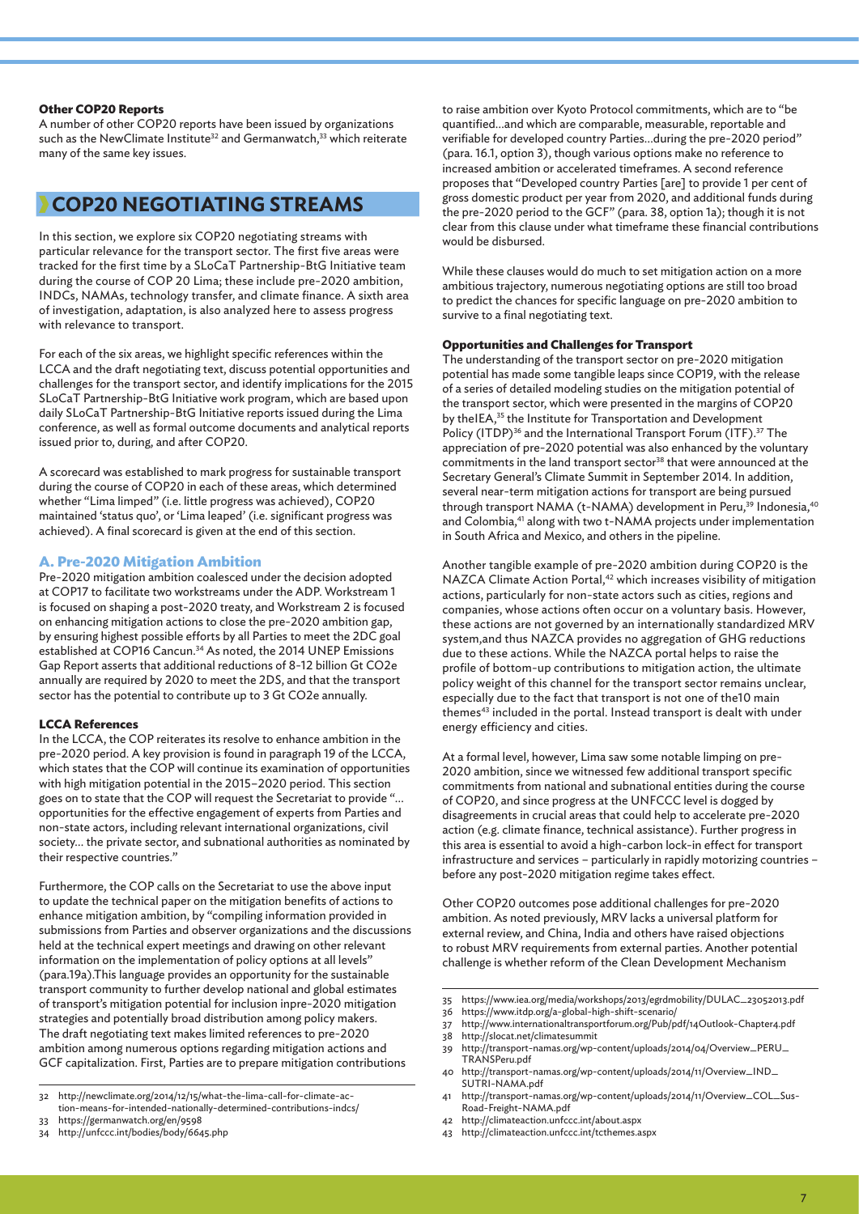### Other COP20 Reports

A number of other COP20 reports have been issued by organizations such as the NewClimate Institute[32] and Germanwatch,[33] which reiterate many of the same key issues.

## COP20 NEGOTIATING STREAMS

In this section, we explore six COP20 negotiating streams with particular relevance for the transport sector. The first five areas were tracked for the first time by a SLoCaT Partnership-BtG Initiative team during the course of COP 20 Lima; these include pre-2020 ambition, INDCs, NAMAs, technology transfer, and climate finance. A sixth area of investigation, adaptation, is also analyzed here to assess progress with relevance to transport.

For each of the six areas, we highlight specific references within the LCCA and the draft negotiating text, discuss potential opportunities and challenges for the transport sector, and identify implications for the 2015 SLoCaT Partnership-BtG Initiative work program, which are based upon daily SLoCaT Partnership-BtG Initiative reports issued during the Lima conference, as well as formal outcome documents and analytical reports issued prior to, during, and after COP20.

A scorecard was established to mark progress for sustainable transport during the course of COP20 in each of these areas, which determined whether "Lima limped" (i.e. little progress was achieved), COP20 maintained 'status quo', or 'Lima leaped' (i.e. significant progress was achieved). A final scorecard is given at the end of this section.

### A. Pre-2020 Mitigation Ambition

Pre-2020 mitigation ambition coalesced under the decision adopted at COP17 to facilitate two workstreams under the ADP. Workstream 1 is focused on shaping a post-2020 treaty, and Workstream 2 is focused on enhancing mitigation actions to close the pre-2020 ambition gap, by ensuring highest possible efforts by all Parties to meet the 2DC goal established at COP16 Cancun.[34] As noted, the 2014 UNEP Emissions Gap Report asserts that additional reductions of 8-12 billion Gt $CO_2e$ annually are required by 2020 to meet the 2DS, and that the transport sector has the potential to contribute up to 3 Gt $CO_2e$ annually.

#### LCCA References

In the LCCA, the COP reiterates its resolve to enhance ambition in the pre-2020 period. A key provision is found in paragraph 19 of the LCCA, which states that the COP will continue its examination of opportunities with high mitigation potential in the 2015–2020 period. This section goes on to state that the COP will request the Secretariat to provide "... opportunities for the effective engagement of experts from Parties and non-state actors, including relevant international organizations, civil society... the private sector, and subnational authorities as nominated by their respective countries."

Furthermore, the COP calls on the Secretariat to use the above input to update the technical paper on the mitigation benefits of actions to enhance mitigation ambition, by "compiling information provided in submissions from Parties and observer organizations and the discussions held at the technical expert meetings and drawing on other relevant information on the implementation of policy options at all levels" (para.19a).This language provides an opportunity for the sustainable transport community to further develop national and global estimates of transport's mitigation potential for inclusion inpre-2020 mitigation strategies and potentially broad distribution among policy makers. The draft negotiating text makes limited references to pre-2020 ambition among numerous options regarding mitigation actions and GCF capitalization. First, Parties are to prepare mitigation contributions to raise ambition over Kyoto Protocol commitments, which are to "be quantified…and which are comparable, measurable, reportable and verifiable for developed country Parties…during the pre-2020 period" (para. 16.1, option 3), though various options make no reference to increased ambition or accelerated timeframes. A second reference proposes that "Developed country Parties [are] to provide 1 per cent of gross domestic product per year from 2020, and additional funds during the pre-2020 period to the GCF" (para. 38, option 1a); though it is not clear from this clause under what timeframe these financial contributions would be disbursed.

While these clauses would do much to set mitigation action on a more ambitious trajectory, numerous negotiating options are still too broad to predict the chances for specific language on pre-2020 ambition to survive to a final negotiating text.

#### Opportunities and Challenges for Transport

The understanding of the transport sector on pre-2020 mitigation potential has made some tangible leaps since COP19, with the release of a series of detailed modeling studies on the mitigation potential of the transport sector, which were presented in the margins of COP20 by theIEA,[35] the Institute for Transportation and Development Policy (ITDP)[36] and the International Transport Forum (ITF).[37] The appreciation of pre-2020 potential was also enhanced by the voluntary commitments in the land transport sector[38] that were announced at the Secretary General's Climate Summit in September 2014. In addition, several near-term mitigation actions for transport are being pursued through transport NAMA (t-NAMA) development in Peru,[39] Indonesia,[40] and Colombia,[41] along with two t-NAMA projects under implementation in South Africa and Mexico, and others in the pipeline.

Another tangible example of pre-2020 ambition during COP20 is the NAZCA Climate Action Portal,[42] which increases visibility of mitigation actions, particularly for non-state actors such as cities, regions and companies, whose actions often occur on a voluntary basis. However, these actions are not governed by an internationally standardized MRV system,and thus NAZCA provides no aggregation of GHG reductions due to these actions. While the NAZCA portal helps to raise the profile of bottom-up contributions to mitigation action, the ultimate policy weight of this channel for the transport sector remains unclear, especially due to the fact that transport is not one of the10 main themes[43] included in the portal. Instead transport is dealt with under energy efficiency and cities.

At a formal level, however, Lima saw some notable limping on pre-2020 ambition, since we witnessed few additional transport specific commitments from national and subnational entities during the course of COP20, and since progress at the UNFCCC level is dogged by disagreements in crucial areas that could help to accelerate pre-2020 action (e.g. climate finance, technical assistance). Further progress in this area is essential to avoid a high-carbon lock-in effect for transport infrastructure and services – particularly in rapidly motorizing countries – before any post-2020 mitigation regime takes effect.

Other COP20 outcomes pose additional challenges for pre-2020 ambition. As noted previously, MRV lacks a universal platform for external review, and China, India and others have raised objections to robust MRV requirements from external parties. Another potential challenge is whether reform of the Clean Development Mechanism

---

32 http://newclimate.org/2014/12/15/what-the-lima-call-for-climate-action-means-for-intended-nationally-determined-contributions-indcs/
33 https://germanwatch.org/en/9598
34 http://unfccc.int/bodies/body/6645.php
35 https://www.iea.org/media/workshops/2013/egrdmobility/DULAC_23052013.pdf
36 https://www.itdp.org/a-global-high-shift-scenario/
37 http://www.internationaltransportforum.org/Pub/pdf/14Outlook-Chapter4.pdf
38 http://slocat.net/climatesummit
39 http://transport-namas.org/wp-content/uploads/2014/04/Overview_PERU_TRANSPeru.pdf
40 http://transport-namas.org/wp-content/uploads/2014/11/Overview_IND_SUTRI-NAMA.pdf
41 http://transport-namas.org/wp-content/uploads/2014/11/Overview_COL_Sus-Road-Freight-NAMA.pdf
42 http://climateaction.unfccc.int/about.aspx
43 http://climateaction.unfccc.int/tcthemes.aspx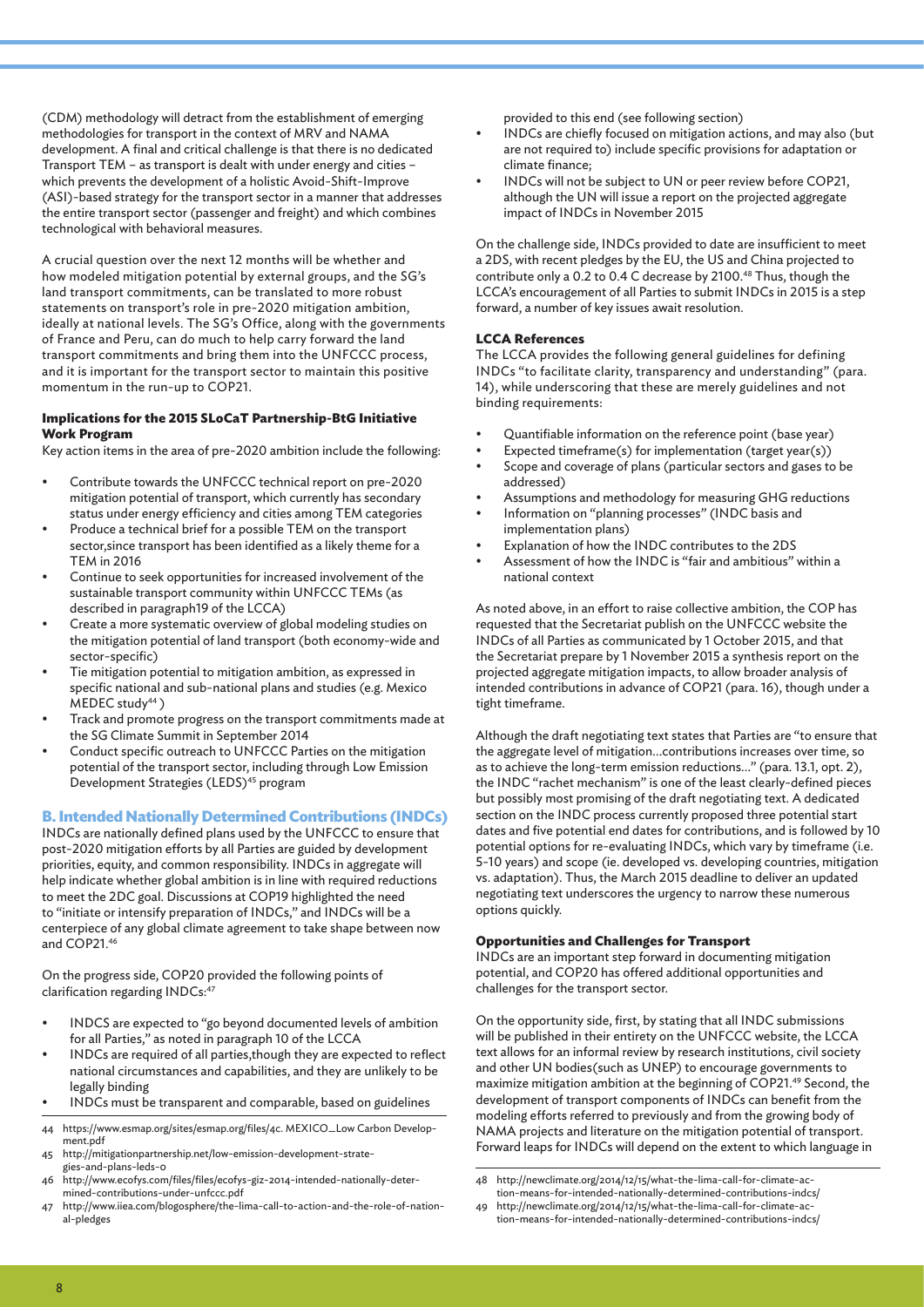(CDM) methodology will detract from the establishment of emerging methodologies for transport in the context of MRV and NAMA development. A final and critical challenge is that there is no dedicated Transport TEM – as transport is dealt with under energy and cities – which prevents the development of a holistic Avoid-Shift-Improve (ASI)-based strategy for the transport sector in a manner that addresses the entire transport sector (passenger and freight) and which combines technological with behavioral measures.

A crucial question over the next 12 months will be whether and how modeled mitigation potential by external groups, and the SG's land transport commitments, can be translated to more robust statements on transport's role in pre-2020 mitigation ambition, ideally at national levels. The SG's Office, along with the governments of France and Peru, can do much to help carry forward the land transport commitments and bring them into the UNFCCC process, and it is important for the transport sector to maintain this positive momentum in the run-up to COP21.

#### Implications for the 2015 SLoCaT Partnership-BtG Initiative Work Program

Key action items in the area of pre-2020 ambition include the following:

- Contribute towards the UNFCCC technical report on pre-2020 mitigation potential of transport, which currently has secondary status under energy efficiency and cities among TEM categories
- Produce a technical brief for a possible TEM on the transport sector,since transport has been identified as a likely theme for a TEM in 2016
- Continue to seek opportunities for increased involvement of the sustainable transport community within UNFCCC TEMs (as described in paragraph19 of the LCCA)
- Create a more systematic overview of global modeling studies on the mitigation potential of land transport (both economy-wide and sector-specific)
- Tie mitigation potential to mitigation ambition, as expressed in specific national and sub-national plans and studies (e.g. Mexico MEDEC study[44] )
- Track and promote progress on the transport commitments made at the SG Climate Summit in September 2014
- Conduct specific outreach to UNFCCC Parties on the mitigation potential of the transport sector, including through Low Emission Development Strategies (LEDS)[45] program

### B. Intended Nationally Determined Contributions (INDCs)

INDCs are nationally defined plans used by the UNFCCC to ensure that post-2020 mitigation efforts by all Parties are guided by development priorities, equity, and common responsibility. INDCs in aggregate will help indicate whether global ambition is in line with required reductions to meet the 2DC goal. Discussions at COP19 highlighted the need to "initiate or intensify preparation of INDCs," and INDCs will be a centerpiece of any global climate agreement to take shape between now and COP21.[46]

On the progress side, COP20 provided the following points of clarification regarding INDCs:[47]

- INDCS are expected to "go beyond documented levels of ambition for all Parties," as noted in paragraph 10 of the LCCA
- INDCs are required of all parties,though they are expected to reflect national circumstances and capabilities, and they are unlikely to be legally binding
- INDCs must be transparent and comparable, based on guidelines provided to this end (see following section)
- INDCs are chiefly focused on mitigation actions, and may also (but are not required to) include specific provisions for adaptation or climate finance;
- INDCs will not be subject to UN or peer review before COP21, although the UN will issue a report on the projected aggregate impact of INDCs in November 2015

On the challenge side, INDCs provided to date are insufficient to meet a 2DS, with recent pledges by the EU, the US and China projected to contribute only a 0.2 to 0.4 C decrease by 2100.[48] Thus, though the LCCA's encouragement of all Parties to submit INDCs in 2015 is a step forward, a number of key issues await resolution.

#### LCCA References

The LCCA provides the following general guidelines for defining INDCs "to facilitate clarity, transparency and understanding" (para. 14), while underscoring that these are merely guidelines and not binding requirements:

- Quantifiable information on the reference point (base year)
- Expected timeframe(s) for implementation (target year(s))
- Scope and coverage of plans (particular sectors and gases to be addressed)
- Assumptions and methodology for measuring GHG reductions
- Information on "planning processes" (INDC basis and implementation plans)
- Explanation of how the INDC contributes to the 2DS
- Assessment of how the INDC is "fair and ambitious" within a national context

As noted above, in an effort to raise collective ambition, the COP has requested that the Secretariat publish on the UNFCCC website the INDCs of all Parties as communicated by 1 October 2015, and that the Secretariat prepare by 1 November 2015 a synthesis report on the projected aggregate mitigation impacts, to allow broader analysis of intended contributions in advance of COP21 (para. 16), though under a tight timeframe.

Although the draft negotiating text states that Parties are "to ensure that the aggregate level of mitigation…contributions increases over time, so as to achieve the long-term emission reductions…" (para. 13.1, opt. 2), the INDC "rachet mechanism" is one of the least clearly-defined pieces but possibly most promising of the draft negotiating text. A dedicated section on the INDC process currently proposed three potential start dates and five potential end dates for contributions, and is followed by 10 potential options for re-evaluating INDCs, which vary by timeframe (i.e. 5-10 years) and scope (ie. developed vs. developing countries, mitigation vs. adaptation). Thus, the March 2015 deadline to deliver an updated negotiating text underscores the urgency to narrow these numerous options quickly.

#### Opportunities and Challenges for Transport

INDCs are an important step forward in documenting mitigation potential, and COP20 has offered additional opportunities and challenges for the transport sector.

On the opportunity side, first, by stating that all INDC submissions will be published in their entirety on the UNFCCC website, the LCCA text allows for an informal review by research institutions, civil society and other UN bodies(such as UNEP) to encourage governments to maximize mitigation ambition at the beginning of COP21.[49] Second, the development of transport components of INDCs can benefit from the modeling efforts referred to previously and from the growing body of NAMA projects and literature on the mitigation potential of transport. Forward leaps for INDCs will depend on the extent to which language in

---

44 https://www.esmap.org/sites/esmap.org/files/4c. MEXICO_Low Carbon Development.pdf

45 http://mitigationpartnership.net/low-emission-development-strategies-and-plans-leds-0

46 http://www.ecofys.com/files/files/ecofys-giz-2014-intended-nationally-determined-contributions-under-unfccc.pdf

47 http://www.iiea.com/blogosphere/the-lima-call-to-action-and-the-role-of-national-pledges

48 http://newclimate.org/2014/12/15/what-the-lima-call-for-climate-action-means-for-intended-nationally-determined-contributions-indcs/

49 http://newclimate.org/2014/12/15/what-the-lima-call-for-climate-action-means-for-intended-nationally-determined-contributions-indcs/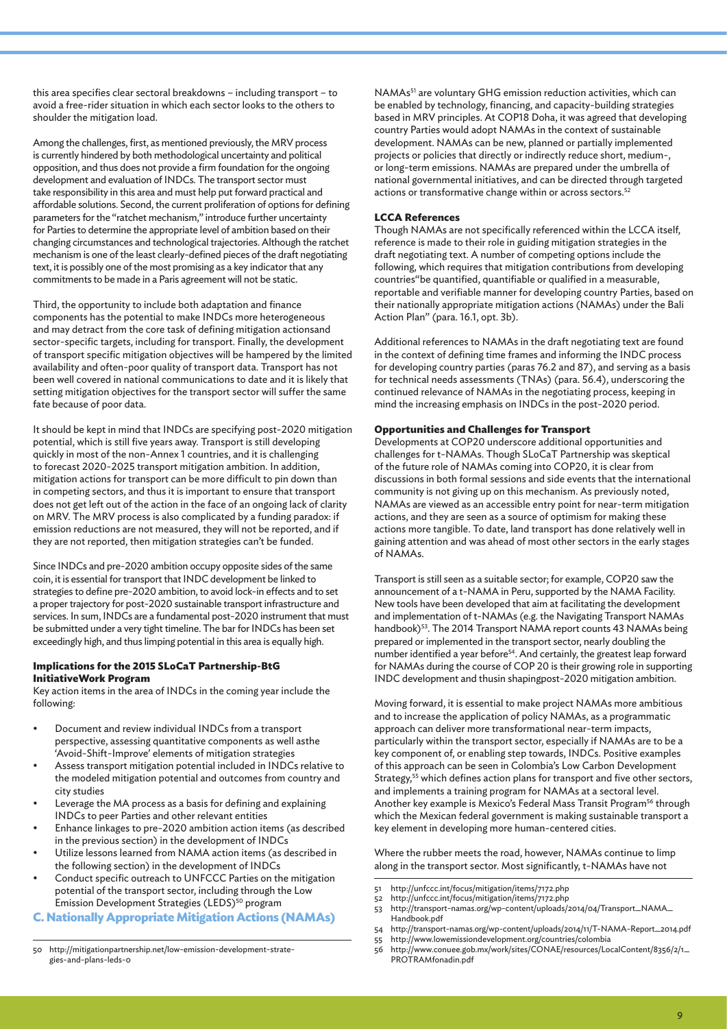this area specifies clear sectoral breakdowns – including transport – to avoid a free-rider situation in which each sector looks to the others to shoulder the mitigation load.

Among the challenges, first, as mentioned previously, the MRV process is currently hindered by both methodological uncertainty and political opposition, and thus does not provide a firm foundation for the ongoing development and evaluation of INDCs. The transport sector must take responsibility in this area and must help put forward practical and affordable solutions. Second, the current proliferation of options for defining parameters for the "ratchet mechanism," introduce further uncertainty for Parties to determine the appropriate level of ambition based on their changing circumstances and technological trajectories. Although the ratchet mechanism is one of the least clearly-defined pieces of the draft negotiating text, it is possibly one of the most promising as a key indicator that any commitments to be made in a Paris agreement will not be static.

Third, the opportunity to include both adaptation and finance components has the potential to make INDCs more heterogeneous and may detract from the core task of defining mitigation actionsand sector-specific targets, including for transport. Finally, the development of transport specific mitigation objectives will be hampered by the limited availability and often-poor quality of transport data. Transport has not been well covered in national communications to date and it is likely that setting mitigation objectives for the transport sector will suffer the same fate because of poor data.

It should be kept in mind that INDCs are specifying post-2020 mitigation potential, which is still five years away. Transport is still developing quickly in most of the non-Annex 1 countries, and it is challenging to forecast 2020-2025 transport mitigation ambition. In addition, mitigation actions for transport can be more difficult to pin down than in competing sectors, and thus it is important to ensure that transport does not get left out of the action in the face of an ongoing lack of clarity on MRV. The MRV process is also complicated by a funding paradox: if emission reductions are not measured, they will not be reported, and if they are not reported, then mitigation strategies can't be funded.

Since INDCs and pre-2020 ambition occupy opposite sides of the same coin, it is essential for transport that INDC development be linked to strategies to define pre-2020 ambition, to avoid lock-in effects and to set a proper trajectory for post-2020 sustainable transport infrastructure and services. In sum, INDCs are a fundamental post-2020 instrument that must be submitted under a very tight timeline. The bar for INDCs has been set exceedingly high, and thus limping potential in this area is equally high.

#### Implications for the 2015 SLoCaT Partnership-BtG InitiativeWork Program

Key action items in the area of INDCs in the coming year include the following:

- Document and review individual INDCs from a transport perspective, assessing quantitative components as well asthe 'Avoid-Shift-Improve' elements of mitigation strategies
- Assess transport mitigation potential included in INDCs relative to the modeled mitigation potential and outcomes from country and city studies
- Leverage the MA process as a basis for defining and explaining INDCs to peer Parties and other relevant entities
- Enhance linkages to pre-2020 ambition action items (as described in the previous section) in the development of INDCs
- Utilize lessons learned from NAMA action items (as described in the following section) in the development of INDCs
- Conduct specific outreach to UNFCCC Parties on the mitigation potential of the transport sector, including through the Low Emission Development Strategies (LEDS)[50] program

### C. Nationally Appropriate Mitigation Actions (NAMAs)

NAMAs[51] are voluntary GHG emission reduction activities, which can be enabled by technology, financing, and capacity-building strategies based in MRV principles. At COP18 Doha, it was agreed that developing country Parties would adopt NAMAs in the context of sustainable development. NAMAs can be new, planned or partially implemented projects or policies that directly or indirectly reduce short, medium-, or long-term emissions. NAMAs are prepared under the umbrella of national governmental initiatives, and can be directed through targeted actions or transformative change within or across sectors.[52]

#### LCCA References

Though NAMAs are not specifically referenced within the LCCA itself, reference is made to their role in guiding mitigation strategies in the draft negotiating text. A number of competing options include the following, which requires that mitigation contributions from developing countries"be quantified, quantifiable or qualified in a measurable, reportable and verifiable manner for developing country Parties, based on their nationally appropriate mitigation actions (NAMAs) under the Bali Action Plan" (para. 16.1, opt. 3b).

Additional references to NAMAs in the draft negotiating text are found in the context of defining time frames and informing the INDC process for developing country parties (paras 76.2 and 87), and serving as a basis for technical needs assessments (TNAs) (para. 56.4), underscoring the continued relevance of NAMAs in the negotiating process, keeping in mind the increasing emphasis on INDCs in the post-2020 period.

#### Opportunities and Challenges for Transport

Developments at COP20 underscore additional opportunities and challenges for t-NAMAs. Though SLoCaT Partnership was skeptical of the future role of NAMAs coming into COP20, it is clear from discussions in both formal sessions and side events that the international community is not giving up on this mechanism. As previously noted, NAMAs are viewed as an accessible entry point for near-term mitigation actions, and they are seen as a source of optimism for making these actions more tangible. To date, land transport has done relatively well in gaining attention and was ahead of most other sectors in the early stages of NAMAs.

Transport is still seen as a suitable sector; for example, COP20 saw the announcement of a t-NAMA in Peru, supported by the NAMA Facility. New tools have been developed that aim at facilitating the development and implementation of t-NAMAs (e.g. the Navigating Transport NAMAs handbook)[53]. The 2014 Transport NAMA report counts 43 NAMAs being prepared or implemented in the transport sector, nearly doubling the number identified a year before[54]. And certainly, the greatest leap forward for NAMAs during the course of COP 20 is their growing role in supporting INDC development and thusin shapingpost-2020 mitigation ambition.

Moving forward, it is essential to make project NAMAs more ambitious and to increase the application of policy NAMAs, as a programmatic approach can deliver more transformational near-term impacts, particularly within the transport sector, especially if NAMAs are to be a key component of, or enabling step towards, INDCs. Positive examples of this approach can be seen in Colombia's Low Carbon Development Strategy,[55] which defines action plans for transport and five other sectors, and implements a training program for NAMAs at a sectoral level. Another key example is Mexico's Federal Mass Transit Program[56] through which the Mexican federal government is making sustainable transport a key element in developing more human-centered cities.

Where the rubber meets the road, however, NAMAs continue to limp along in the transport sector. Most significantly, t-NAMAs have not

---

50 http://mitigationpartnership.net/low-emission-development-strategies-and-plans-leds-0

51 http://unfccc.int/focus/mitigation/items/7172.php

52 http://unfccc.int/focus/mitigation/items/7172.php

53 http://transport-namas.org/wp-content/uploads/2014/04/Transport_NAMA_Handbook.pdf

54 http://transport-namas.org/wp-content/uploads/2014/11/T-NAMA-Report_2014.pdf

55 http://www.lowemissiondevelopment.org/countries/colombia

56 http://www.conuee.gob.mx/work/sites/CONAE/resources/LocalContent/8356/2/1_PROTRAMfonadin.pdf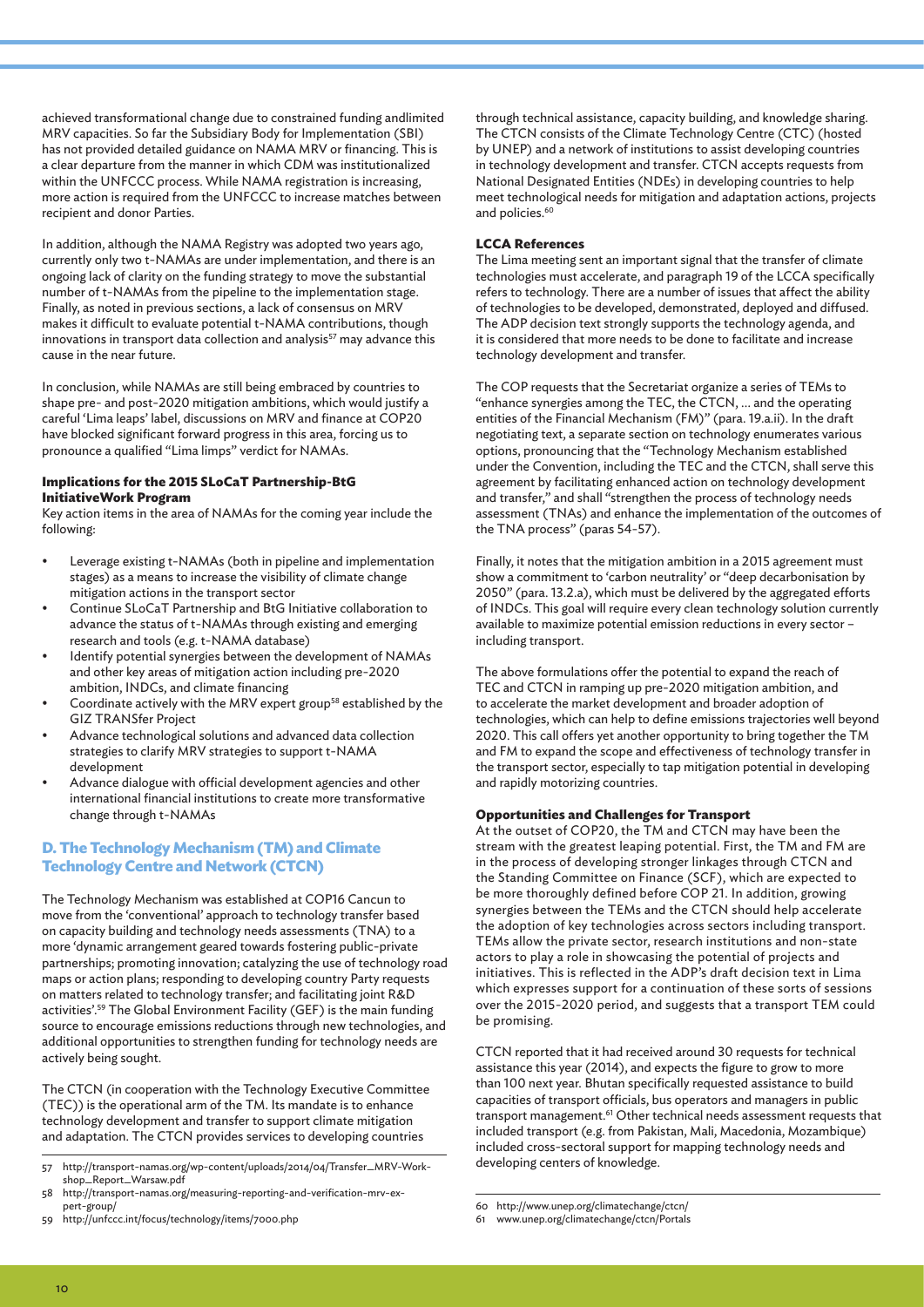achieved transformational change due to constrained funding andlimited MRV capacities. So far the Subsidiary Body for Implementation (SBI) has not provided detailed guidance on NAMA MRV or financing. This is a clear departure from the manner in which CDM was institutionalized within the UNFCCC process. While NAMA registration is increasing, more action is required from the UNFCCC to increase matches between recipient and donor Parties.

In addition, although the NAMA Registry was adopted two years ago, currently only two t-NAMAs are under implementation, and there is an ongoing lack of clarity on the funding strategy to move the substantial number of t-NAMAs from the pipeline to the implementation stage. Finally, as noted in previous sections, a lack of consensus on MRV makes it difficult to evaluate potential t-NAMA contributions, though innovations in transport data collection and analysis[57] may advance this cause in the near future.

In conclusion, while NAMAs are still being embraced by countries to shape pre- and post-2020 mitigation ambitions, which would justify a careful 'Lima leaps' label, discussions on MRV and finance at COP20 have blocked significant forward progress in this area, forcing us to pronounce a qualified "Lima limps" verdict for NAMAs.

#### Implications for the 2015 SLoCaT Partnership-BtG InitiativeWork Program

Key action items in the area of NAMAs for the coming year include the following:

- Leverage existing t-NAMAs (both in pipeline and implementation stages) as a means to increase the visibility of climate change mitigation actions in the transport sector
- Continue SLoCaT Partnership and BtG Initiative collaboration to advance the status of t-NAMAs through existing and emerging research and tools (e.g. t-NAMA database)
- Identify potential synergies between the development of NAMAs and other key areas of mitigation action including pre-2020 ambition, INDCs, and climate financing
- Coordinate actively with the MRV expert group[58] established by the GIZ TRANSfer Project
- Advance technological solutions and advanced data collection strategies to clarify MRV strategies to support t-NAMA development
- Advance dialogue with official development agencies and other international financial institutions to create more transformative change through t-NAMAs

### D. The Technology Mechanism (TM) and Climate Technology Centre and Network (CTCN)

The Technology Mechanism was established at COP16 Cancun to move from the 'conventional' approach to technology transfer based on capacity building and technology needs assessments (TNA) to a more 'dynamic arrangement geared towards fostering public-private partnerships; promoting innovation; catalyzing the use of technology road maps or action plans; responding to developing country Party requests on matters related to technology transfer; and facilitating joint R&D activities'.[59] The Global Environment Facility (GEF) is the main funding source to encourage emissions reductions through new technologies, and additional opportunities to strengthen funding for technology needs are actively being sought.

The CTCN (in cooperation with the Technology Executive Committee (TEC)) is the operational arm of the TM. Its mandate is to enhance technology development and transfer to support climate mitigation and adaptation. The CTCN provides services to developing countries through technical assistance, capacity building, and knowledge sharing. The CTCN consists of the Climate Technology Centre (CTC) (hosted by UNEP) and a network of institutions to assist developing countries in technology development and transfer. CTCN accepts requests from National Designated Entities (NDEs) in developing countries to help meet technological needs for mitigation and adaptation actions, projects and policies.[60]

#### LCCA References

The Lima meeting sent an important signal that the transfer of climate technologies must accelerate, and paragraph 19 of the LCCA specifically refers to technology. There are a number of issues that affect the ability of technologies to be developed, demonstrated, deployed and diffused. The ADP decision text strongly supports the technology agenda, and it is considered that more needs to be done to facilitate and increase technology development and transfer.

The COP requests that the Secretariat organize a series of TEMs to "enhance synergies among the TEC, the CTCN, ... and the operating entities of the Financial Mechanism (FM)" (para. 19.a.ii). In the draft negotiating text, a separate section on technology enumerates various options, pronouncing that the "Technology Mechanism established under the Convention, including the TEC and the CTCN, shall serve this agreement by facilitating enhanced action on technology development and transfer," and shall "strengthen the process of technology needs assessment (TNAs) and enhance the implementation of the outcomes of the TNA process" (paras 54-57).

Finally, it notes that the mitigation ambition in a 2015 agreement must show a commitment to 'carbon neutrality' or "deep decarbonisation by 2050" (para. 13.2.a), which must be delivered by the aggregated efforts of INDCs. This goal will require every clean technology solution currently available to maximize potential emission reductions in every sector – including transport.

The above formulations offer the potential to expand the reach of TEC and CTCN in ramping up pre-2020 mitigation ambition, and to accelerate the market development and broader adoption of technologies, which can help to define emissions trajectories well beyond 2020. This call offers yet another opportunity to bring together the TM and FM to expand the scope and effectiveness of technology transfer in the transport sector, especially to tap mitigation potential in developing and rapidly motorizing countries.

#### Opportunities and Challenges for Transport

At the outset of COP20, the TM and CTCN may have been the stream with the greatest leaping potential. First, the TM and FM are in the process of developing stronger linkages through CTCN and the Standing Committee on Finance (SCF), which are expected to be more thoroughly defined before COP 21. In addition, growing synergies between the TEMs and the CTCN should help accelerate the adoption of key technologies across sectors including transport. TEMs allow the private sector, research institutions and non-state actors to play a role in showcasing the potential of projects and initiatives. This is reflected in the ADP's draft decision text in Lima which expresses support for a continuation of these sorts of sessions over the 2015-2020 period, and suggests that a transport TEM could be promising.

CTCN reported that it had received around 30 requests for technical assistance this year (2014), and expects the figure to grow to more than 100 next year. Bhutan specifically requested assistance to build capacities of transport officials, bus operators and managers in public transport management.[61] Other technical needs assessment requests that included transport (e.g. from Pakistan, Mali, Macedonia, Mozambique) included cross-sectoral support for mapping technology needs and developing centers of knowledge.

---

57 http://transport-namas.org/wp-content/uploads/2014/04/Transfer_MRV-Workshop_Report_Warsaw.pdf

58 http://transport-namas.org/measuring-reporting-and-verification-mrv-expert-group/

59 http://unfccc.int/focus/technology/items/7000.php

60 http://www.unep.org/climatechange/ctcn/

61 www.unep.org/climatechange/ctcn/Portals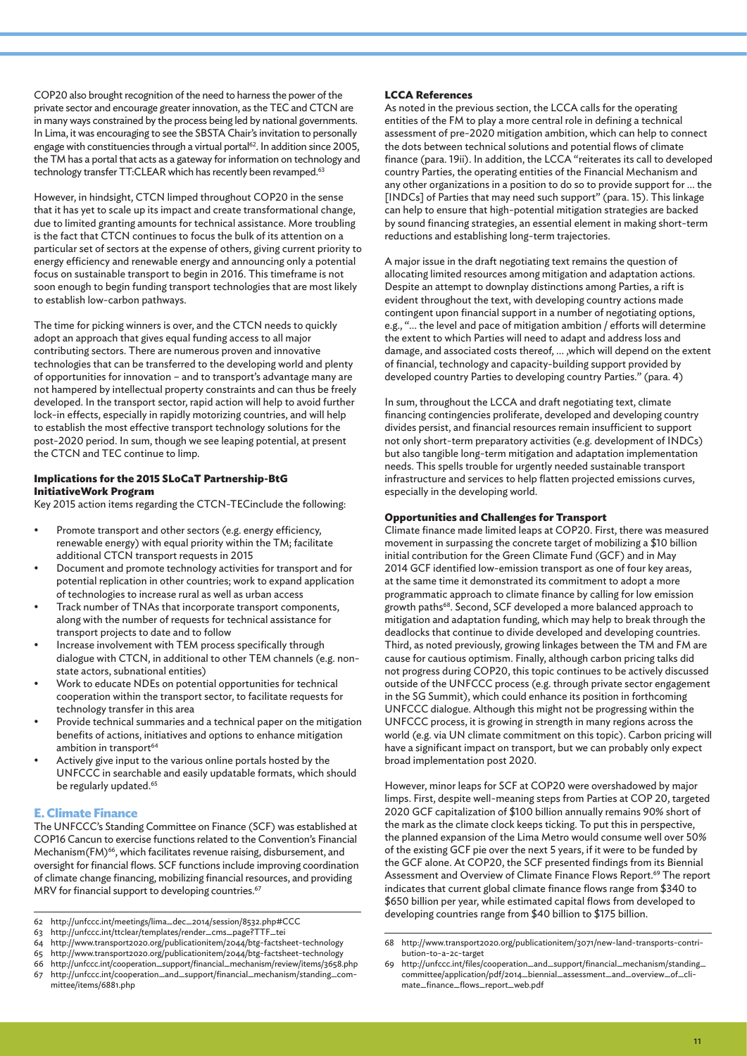COP20 also brought recognition of the need to harness the power of the private sector and encourage greater innovation, as the TEC and CTCN are in many ways constrained by the process being led by national governments. In Lima, it was encouraging to see the SBSTA Chair's invitation to personally engage with constituencies through a virtual portal[62]. In addition since 2005, the TM has a portal that acts as a gateway for information on technology and technology transfer TT:CLEAR which has recently been revamped.[63]

However, in hindsight, CTCN limped throughout COP20 in the sense that it has yet to scale up its impact and create transformational change, due to limited granting amounts for technical assistance. More troubling is the fact that CTCN continues to focus the bulk of its attention on a particular set of sectors at the expense of others, giving current priority to energy efficiency and renewable energy and announcing only a potential focus on sustainable transport to begin in 2016. This timeframe is not soon enough to begin funding transport technologies that are most likely to establish low-carbon pathways.

The time for picking winners is over, and the CTCN needs to quickly adopt an approach that gives equal funding access to all major contributing sectors. There are numerous proven and innovative technologies that can be transferred to the developing world and plenty of opportunities for innovation – and to transport's advantage many are not hampered by intellectual property constraints and can thus be freely developed. In the transport sector, rapid action will help to avoid further lock-in effects, especially in rapidly motorizing countries, and will help to establish the most effective transport technology solutions for the post-2020 period. In sum, though we see leaping potential, at present the CTCN and TEC continue to limp.

### Implications for the 2015 SLoCaT Partnership-BtG InitiativeWork Program

Key 2015 action items regarding the CTCN-TECinclude the following:

- Promote transport and other sectors (e.g. energy efficiency, renewable energy) with equal priority within the TM; facilitate additional CTCN transport requests in 2015
- Document and promote technology activities for transport and for potential replication in other countries; work to expand application of technologies to increase rural as well as urban access
- Track number of TNAs that incorporate transport components, along with the number of requests for technical assistance for transport projects to date and to follow
- Increase involvement with TEM process specifically through dialogue with CTCN, in additional to other TEM channels (e.g. non-state actors, subnational entities)
- Work to educate NDEs on potential opportunities for technical cooperation within the transport sector, to facilitate requests for technology transfer in this area
- Provide technical summaries and a technical paper on the mitigation benefits of actions, initiatives and options to enhance mitigation ambition in transport[64]
- Actively give input to the various online portals hosted by the UNFCCC in searchable and easily updatable formats, which should be regularly updated.[65]

## E. Climate Finance

The UNFCCC's Standing Committee on Finance (SCF) was established at COP16 Cancun to exercise functions related to the Convention's Financial Mechanism(FM)[66], which facilitates revenue raising, disbursement, and oversight for financial flows. SCF functions include improving coordination of climate change financing, mobilizing financial resources, and providing MRV for financial support to developing countries.[67]

### LCCA References

As noted in the previous section, the LCCA calls for the operating entities of the FM to play a more central role in defining a technical assessment of pre-2020 mitigation ambition, which can help to connect the dots between technical solutions and potential flows of climate finance (para. 19ii). In addition, the LCCA "reiterates its call to developed country Parties, the operating entities of the Financial Mechanism and any other organizations in a position to do so to provide support for ... the [INDCs] of Parties that may need such support" (para. 15). This linkage can help to ensure that high-potential mitigation strategies are backed by sound financing strategies, an essential element in making short-term reductions and establishing long-term trajectories.

A major issue in the draft negotiating text remains the question of allocating limited resources among mitigation and adaptation actions. Despite an attempt to downplay distinctions among Parties, a rift is evident throughout the text, with developing country actions made contingent upon financial support in a number of negotiating options, e.g., "... the level and pace of mitigation ambition / efforts will determine the extent to which Parties will need to adapt and address loss and damage, and associated costs thereof, ... ,which will depend on the extent of financial, technology and capacity-building support provided by developed country Parties to developing country Parties." (para. 4)

In sum, throughout the LCCA and draft negotiating text, climate financing contingencies proliferate, developed and developing country divides persist, and financial resources remain insufficient to support not only short-term preparatory activities (e.g. development of INDCs) but also tangible long-term mitigation and adaptation implementation needs. This spells trouble for urgently needed sustainable transport infrastructure and services to help flatten projected emissions curves, especially in the developing world.

### Opportunities and Challenges for Transport

Climate finance made limited leaps at COP20. First, there was measured movement in surpassing the concrete target of mobilizing a $10 billion initial contribution for the Green Climate Fund (GCF) and in May 2014 GCF identified low-emission transport as one of four key areas, at the same time it demonstrated its commitment to adopt a more programmatic approach to climate finance by calling for low emission growth paths[68]. Second, SCF developed a more balanced approach to mitigation and adaptation funding, which may help to break through the deadlocks that continue to divide developed and developing countries. Third, as noted previously, growing linkages between the TM and FM are cause for cautious optimism. Finally, although carbon pricing talks did not progress during COP20, this topic continues to be actively discussed outside of the UNFCCC process (e.g. through private sector engagement in the SG Summit), which could enhance its position in forthcoming UNFCCC dialogue. Although this might not be progressing within the UNFCCC process, it is growing in strength in many regions across the world (e.g. via UN climate commitment on this topic). Carbon pricing will have a significant impact on transport, but we can probably only expect broad implementation post 2020.

However, minor leaps for SCF at COP20 were overshadowed by major limps. First, despite well-meaning steps from Parties at COP 20, targeted 2020 GCF capitalization of $100 billion annually remains 90% short of the mark as the climate clock keeps ticking. To put this in perspective, the planned expansion of the Lima Metro would consume well over 50% of the existing GCF pie over the next 5 years, if it were to be funded by the GCF alone. At COP20, the SCF presented findings from its Biennial Assessment and Overview of Climate Finance Flows Report.[69] The report indicates that current global climate finance flows range from $340 to $650 billion per year, while estimated capital flows from developed to developing countries range from $40 billion to $175 billion.

---

62 http://unfccc.int/meetings/lima_dec_2014/session/8532.php#CCC
63 http://unfccc.int/ttclear/templates/render_cms_page?TTF_tei
64 http://www.transport2020.org/publicationitem/2044/btg-factsheet-technology
65 http://www.transport2020.org/publicationitem/2044/btg-factsheet-technology
66 http://unfccc.int/cooperation_support/financial_mechanism/review/items/3658.php
67 http://unfccc.int/cooperation_and_support/financial_mechanism/standing_committee/items/6881.php
68 http://www.transport2020.org/publicationitem/3071/new-land-transports-contribution-to-a-2c-target
69 http://unfccc.int/files/cooperation_and_support/financial_mechanism/standing_committee/application/pdf/2014_biennial_assessment_and_overview_of_climate_finance_flows_report_web.pdf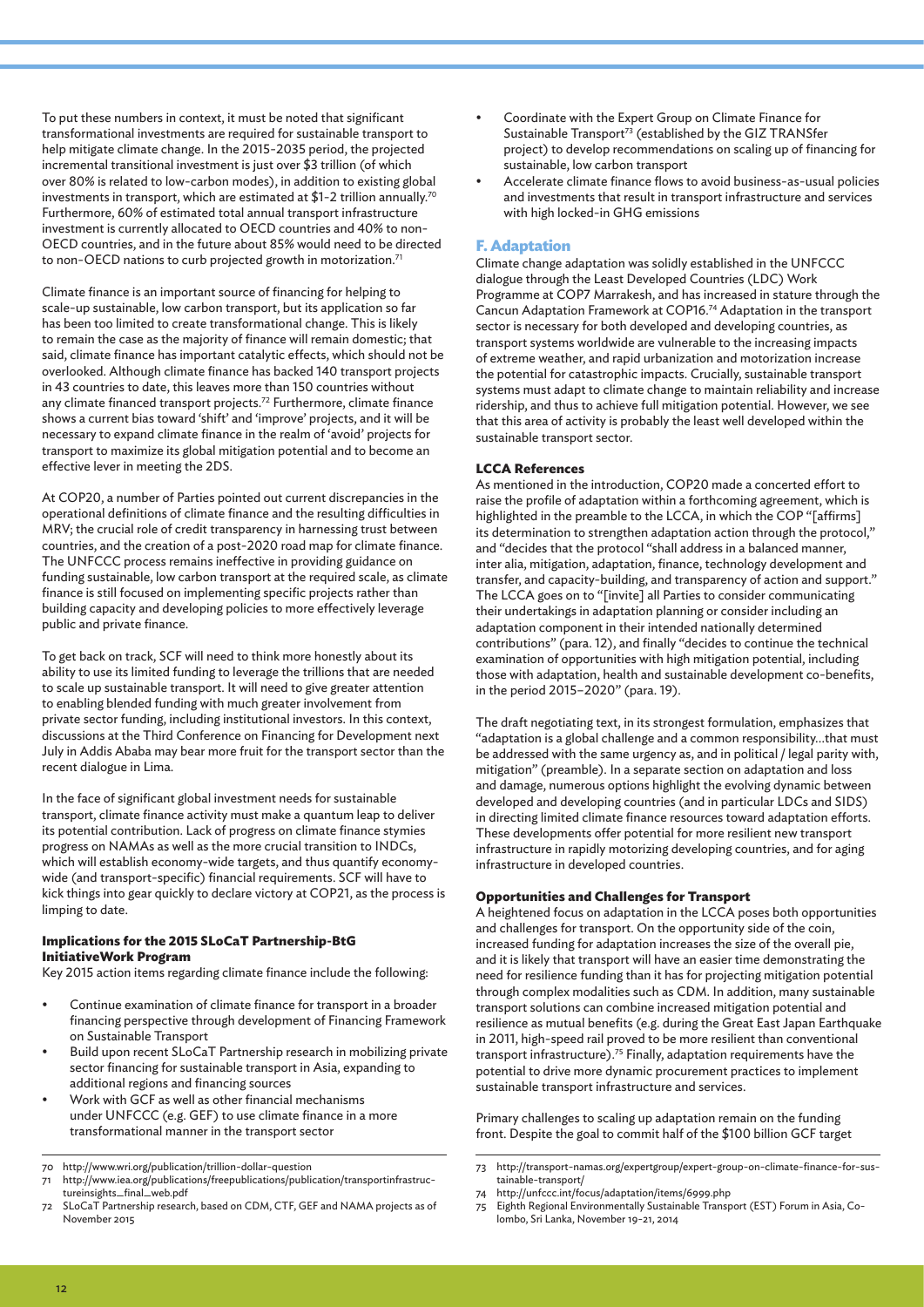To put these numbers in context, it must be noted that significant transformational investments are required for sustainable transport to help mitigate climate change. In the 2015-2035 period, the projected incremental transitional investment is just over $3 trillion (of which over 80% is related to low-carbon modes), in addition to existing global investments in transport, which are estimated at $1-2 trillion annually.[70] Furthermore, 60% of estimated total annual transport infrastructure investment is currently allocated to OECD countries and 40% to non-OECD countries, and in the future about 85% would need to be directed to non-OECD nations to curb projected growth in motorization.[71]

Climate finance is an important source of financing for helping to scale-up sustainable, low carbon transport, but its application so far has been too limited to create transformational change. This is likely to remain the case as the majority of finance will remain domestic; that said, climate finance has important catalytic effects, which should not be overlooked. Although climate finance has backed 140 transport projects in 43 countries to date, this leaves more than 150 countries without any climate financed transport projects.[72] Furthermore, climate finance shows a current bias toward 'shift' and 'improve' projects, and it will be necessary to expand climate finance in the realm of 'avoid' projects for transport to maximize its global mitigation potential and to become an effective lever in meeting the 2DS.

At COP20, a number of Parties pointed out current discrepancies in the operational definitions of climate finance and the resulting difficulties in MRV; the crucial role of credit transparency in harnessing trust between countries, and the creation of a post-2020 road map for climate finance. The UNFCCC process remains ineffective in providing guidance on funding sustainable, low carbon transport at the required scale, as climate finance is still focused on implementing specific projects rather than building capacity and developing policies to more effectively leverage public and private finance.

To get back on track, SCF will need to think more honestly about its ability to use its limited funding to leverage the trillions that are needed to scale up sustainable transport. It will need to give greater attention to enabling blended funding with much greater involvement from private sector funding, including institutional investors. In this context, discussions at the Third Conference on Financing for Development next July in Addis Ababa may bear more fruit for the transport sector than the recent dialogue in Lima.

In the face of significant global investment needs for sustainable transport, climate finance activity must make a quantum leap to deliver its potential contribution. Lack of progress on climate finance stymies progress on NAMAs as well as the more crucial transition to INDCs, which will establish economy-wide targets, and thus quantify economy-wide (and transport-specific) financial requirements. SCF will have to kick things into gear quickly to declare victory at COP21, as the process is limping to date.

#### Implications for the 2015 SLoCaT Partnership-BtG InitiativeWork Program

Key 2015 action items regarding climate finance include the following:

- Continue examination of climate finance for transport in a broader financing perspective through development of Financing Framework on Sustainable Transport
- Build upon recent SLoCaT Partnership research in mobilizing private sector financing for sustainable transport in Asia, expanding to additional regions and financing sources
- Work with GCF as well as other financial mechanisms under UNFCCC (e.g. GEF) to use climate finance in a more transformational manner in the transport sector
- Coordinate with the Expert Group on Climate Finance for Sustainable Transport[73] (established by the GIZ TRANSfer project) to develop recommendations on scaling up of financing for sustainable, low carbon transport
- Accelerate climate finance flows to avoid business-as-usual policies and investments that result in transport infrastructure and services with high locked-in GHG emissions

### F. Adaptation

Climate change adaptation was solidly established in the UNFCCC dialogue through the Least Developed Countries (LDC) Work Programme at COP7 Marrakesh, and has increased in stature through the Cancun Adaptation Framework at COP16.[74] Adaptation in the transport sector is necessary for both developed and developing countries, as transport systems worldwide are vulnerable to the increasing impacts of extreme weather, and rapid urbanization and motorization increase the potential for catastrophic impacts. Crucially, sustainable transport systems must adapt to climate change to maintain reliability and increase ridership, and thus to achieve full mitigation potential. However, we see that this area of activity is probably the least well developed within the sustainable transport sector.

#### LCCA References

As mentioned in the introduction, COP20 made a concerted effort to raise the profile of adaptation within a forthcoming agreement, which is highlighted in the preamble to the LCCA, in which the COP "[affirms] its determination to strengthen adaptation action through the protocol," and "decides that the protocol "shall address in a balanced manner, inter alia, mitigation, adaptation, finance, technology development and transfer, and capacity-building, and transparency of action and support." The LCCA goes on to "[invite] all Parties to consider communicating their undertakings in adaptation planning or consider including an adaptation component in their intended nationally determined contributions" (para. 12), and finally "decides to continue the technical examination of opportunities with high mitigation potential, including those with adaptation, health and sustainable development co-benefits, in the period 2015–2020" (para. 19).

The draft negotiating text, in its strongest formulation, emphasizes that "adaptation is a global challenge and a common responsibility...that must be addressed with the same urgency as, and in political / legal parity with, mitigation" (preamble). In a separate section on adaptation and loss and damage, numerous options highlight the evolving dynamic between developed and developing countries (and in particular LDCs and SIDS) in directing limited climate finance resources toward adaptation efforts. These developments offer potential for more resilient new transport infrastructure in rapidly motorizing developing countries, and for aging infrastructure in developed countries.

#### Opportunities and Challenges for Transport

A heightened focus on adaptation in the LCCA poses both opportunities and challenges for transport. On the opportunity side of the coin, increased funding for adaptation increases the size of the overall pie, and it is likely that transport will have an easier time demonstrating the need for resilience funding than it has for projecting mitigation potential through complex modalities such as CDM. In addition, many sustainable transport solutions can combine increased mitigation potential and resilience as mutual benefits (e.g. during the Great East Japan Earthquake in 2011, high-speed rail proved to be more resilient than conventional transport infrastructure).[75] Finally, adaptation requirements have the potential to drive more dynamic procurement practices to implement sustainable transport infrastructure and services.

Primary challenges to scaling up adaptation remain on the funding front. Despite the goal to commit half of the $100 billion GCF target

---

70 http://www.wri.org/publication/trillion-dollar-question

71 http://www.iea.org/publications/freepublications/publication/transportinfrastructureinsights_final_web.pdf

72 SLoCaT Partnership research, based on CDM, CTF, GEF and NAMA projects as of November 2015

73 http://transport-namas.org/expertgroup/expert-group-on-climate-finance-for-sustainable-transport/

74 http://unfccc.int/focus/adaptation/items/6999.php

75 Eighth Regional Environmentally Sustainable Transport (EST) Forum in Asia, Colombo, Sri Lanka, November 19-21, 2014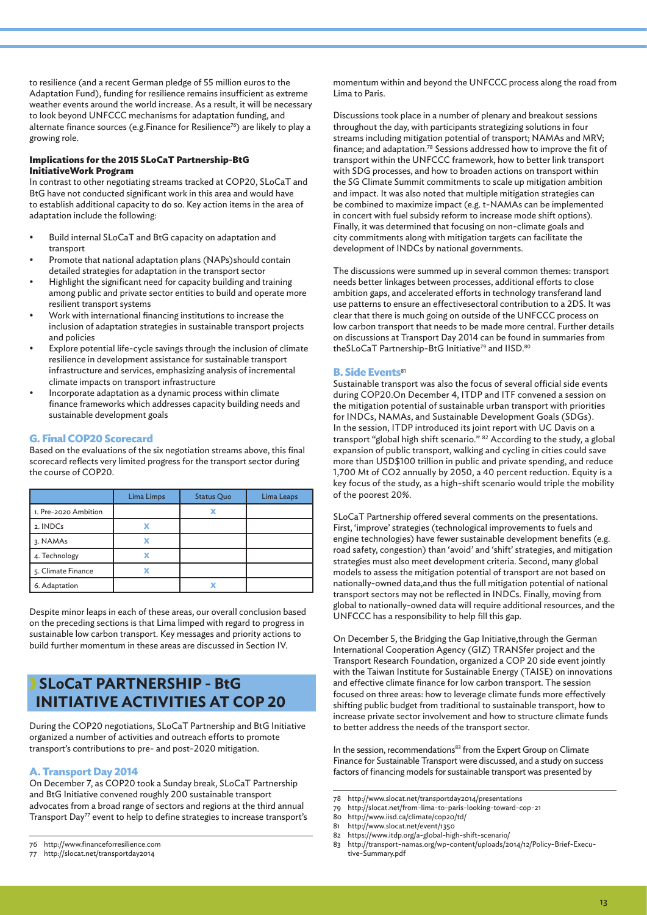to resilience (and a recent German pledge of 55 million euros to the Adaptation Fund), funding for resilience remains insufficient as extreme weather events around the world increase. As a result, it will be necessary to look beyond UNFCCC mechanisms for adaptation funding, and alternate finance sources (e.g.Finance for Resilience[76]) are likely to play a growing role.

#### Implications for the 2015 SLoCaT Partnership-BtG InitiativeWork Program

In contrast to other negotiating streams tracked at COP20, SLoCaT and BtG have not conducted significant work in this area and would have to establish additional capacity to do so. Key action items in the area of adaptation include the following:

- Build internal SLoCaT and BtG capacity on adaptation and transport
- Promote that national adaptation plans (NAPs)should contain detailed strategies for adaptation in the transport sector
- Highlight the significant need for capacity building and training among public and private sector entities to build and operate more resilient transport systems
- Work with international financing institutions to increase the inclusion of adaptation strategies in sustainable transport projects and policies
- Explore potential life-cycle savings through the inclusion of climate resilience in development assistance for sustainable transport infrastructure and services, emphasizing analysis of incremental climate impacts on transport infrastructure
- Incorporate adaptation as a dynamic process within climate finance frameworks which addresses capacity building needs and sustainable development goals

### G. Final COP20 Scorecard

Based on the evaluations of the six negotiation streams above, this final scorecard reflects very limited progress for the transport sector during the course of COP20.

| | Lima Limps | Status Quo | Lima Leaps |
|---|---|---|---|
| 1. Pre-2020 Ambition | | X | |
| 2. INDCs | X | | |
| 3. NAMAs | X | | |
| 4. Technology | X | | |
| 5. Climate Finance | X | | |
| 6. Adaptation | | X | |

Despite minor leaps in each of these areas, our overall conclusion based on the preceding sections is that Lima limped with regard to progress in sustainable low carbon transport. Key messages and priority actions to build further momentum in these areas are discussed in Section IV.

## SLoCaT PARTNERSHIP - BtG INITIATIVE ACTIVITIES AT COP 20

During the COP20 negotiations, SLoCaT Partnership and BtG Initiative organized a number of activities and outreach efforts to promote transport's contributions to pre- and post-2020 mitigation.

### A. Transport Day 2014

On December 7, as COP20 took a Sunday break, SLoCaT Partnership and BtG Initiative convened roughly 200 sustainable transport advocates from a broad range of sectors and regions at the third annual Transport Day[77] event to help to define strategies to increase transport's momentum within and beyond the UNFCCC process along the road from Lima to Paris.

Discussions took place in a number of plenary and breakout sessions throughout the day, with participants strategizing solutions in four streams including mitigation potential of transport; NAMAs and MRV; finance; and adaptation.[78] Sessions addressed how to improve the fit of transport within the UNFCCC framework, how to better link transport with SDG processes, and how to broaden actions on transport within the SG Climate Summit commitments to scale up mitigation ambition and impact. It was also noted that multiple mitigation strategies can be combined to maximize impact (e.g. t-NAMAs can be implemented in concert with fuel subsidy reform to increase mode shift options). Finally, it was determined that focusing on non-climate goals and city commitments along with mitigation targets can facilitate the development of INDCs by national governments.

The discussions were summed up in several common themes: transport needs better linkages between processes, additional efforts to close ambition gaps, and accelerated efforts in technology transferand land use patterns to ensure an effectivesectoral contribution to a 2DS. It was clear that there is much going on outside of the UNFCCC process on low carbon transport that needs to be made more central. Further details on discussions at Transport Day 2014 can be found in summaries from theSLoCaT Partnership-BtG Initiative[79] and IISD.[80]

### B. Side Events[81]

Sustainable transport was also the focus of several official side events during COP20.On December 4, ITDP and ITF convened a session on the mitigation potential of sustainable urban transport with priorities for INDCs, NAMAs, and Sustainable Development Goals (SDGs). In the session, ITDP introduced its joint report with UC Davis on a transport "global high shift scenario." [82] According to the study, a global expansion of public transport, walking and cycling in cities could save more than USD$100 trillion in public and private spending, and reduce 1,700 Mt of $CO_2$ annually by 2050, a 40 percent reduction. Equity is a key focus of the study, as a high-shift scenario would triple the mobility of the poorest 20%.

SLoCaT Partnership offered several comments on the presentations. First, 'improve' strategies (technological improvements to fuels and engine technologies) have fewer sustainable development benefits (e.g. road safety, congestion) than 'avoid' and 'shift' strategies, and mitigation strategies must also meet development criteria. Second, many global models to assess the mitigation potential of transport are not based on nationally-owned data,and thus the full mitigation potential of national transport sectors may not be reflected in INDCs. Finally, moving from global to nationally-owned data will require additional resources, and the UNFCCC has a responsibility to help fill this gap.

On December 5, the Bridging the Gap Initiative,through the German International Cooperation Agency (GIZ) TRANSfer project and the Transport Research Foundation, organized a COP 20 side event jointly with the Taiwan Institute for Sustainable Energy (TAISE) on innovations and effective climate finance for low carbon transport. The session focused on three areas: how to leverage climate funds more effectively shifting public budget from traditional to sustainable transport, how to increase private sector involvement and how to structure climate funds to better address the needs of the transport sector.

In the session, recommendations[83] from the Expert Group on Climate Finance for Sustainable Transport were discussed, and a study on success factors of financing models for sustainable transport was presented by

76 http://www.financeforresilience.com
77 http://slocat.net/transportday2014
78 http://www.slocat.net/transportday2014/presentations
79 http://slocat.net/from-lima-to-paris-looking-toward-cop-21
80 http://www.iisd.ca/climate/cop20/td/
81 http://www.slocat.net/event/1350
82 https://www.itdp.org/a-global-high-shift-scenario/
83 http://transport-namas.org/wp-content/uploads/2014/12/Policy-Brief-Executive-Summary.pdf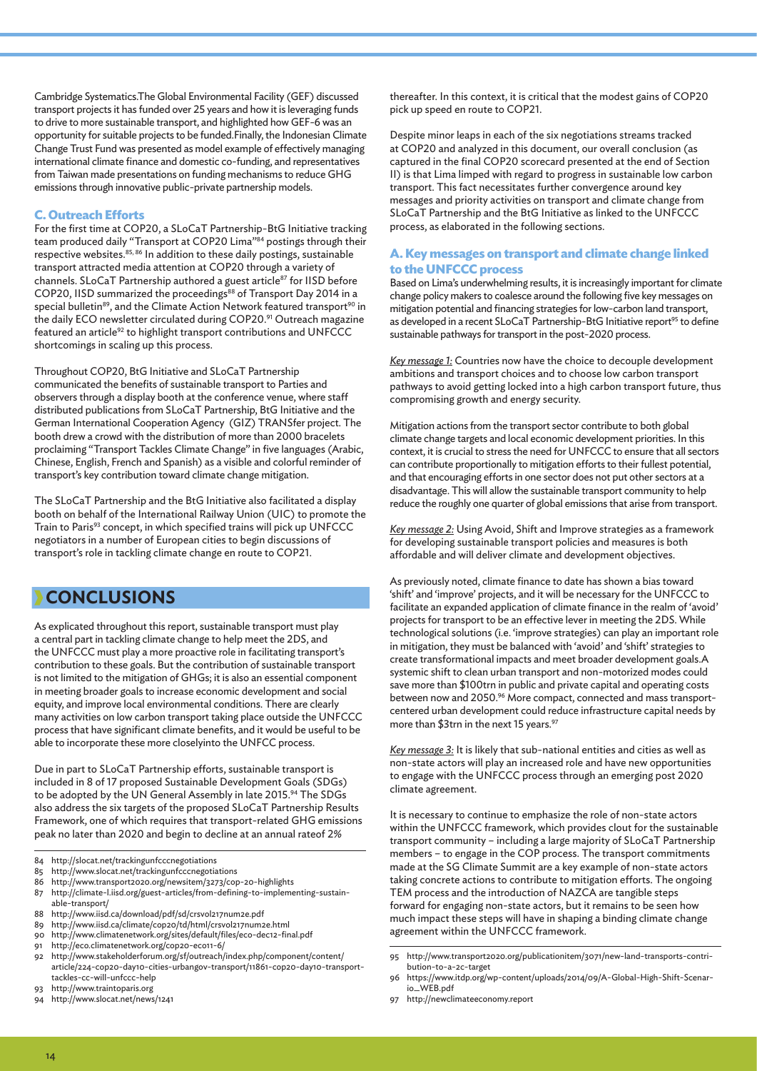Cambridge Systematics.The Global Environmental Facility (GEF) discussed transport projects it has funded over 25 years and how it is leveraging funds to drive to more sustainable transport, and highlighted how GEF-6 was an opportunity for suitable projects to be funded.Finally, the Indonesian Climate Change Trust Fund was presented as model example of effectively managing international climate finance and domestic co-funding, and representatives from Taiwan made presentations on funding mechanisms to reduce GHG emissions through innovative public-private partnership models.

### C. Outreach Efforts

For the first time at COP20, a SLoCaT Partnership-BtG Initiative tracking team produced daily "Transport at COP20 Lima"[84] postings through their respective websites.[85, 86] In addition to these daily postings, sustainable transport attracted media attention at COP20 through a variety of channels. SLoCaT Partnership authored a guest article[87] for IISD before COP20, IISD summarized the proceedings[88] of Transport Day 2014 in a special bulletin[89], and the Climate Action Network featured transport[90] in the daily ECO newsletter circulated during COP20.[91] Outreach magazine featured an article[92] to highlight transport contributions and UNFCCC shortcomings in scaling up this process.

Throughout COP20, BtG Initiative and SLoCaT Partnership communicated the benefits of sustainable transport to Parties and observers through a display booth at the conference venue, where staff distributed publications from SLoCaT Partnership, BtG Initiative and the German International Cooperation Agency (GIZ) TRANSfer project. The booth drew a crowd with the distribution of more than 2000 bracelets proclaiming "Transport Tackles Climate Change" in five languages (Arabic, Chinese, English, French and Spanish) as a visible and colorful reminder of transport's key contribution toward climate change mitigation.

The SLoCaT Partnership and the BtG Initiative also facilitated a display booth on behalf of the International Railway Union (UIC) to promote the Train to Paris[93] concept, in which specified trains will pick up UNFCCC negotiators in a number of European cities to begin discussions of transport's role in tackling climate change en route to COP21.

## CONCLUSIONS

As explicated throughout this report, sustainable transport must play a central part in tackling climate change to help meet the 2DS, and the UNFCCC must play a more proactive role in facilitating transport's contribution to these goals. But the contribution of sustainable transport is not limited to the mitigation of GHGs; it is also an essential component in meeting broader goals to increase economic development and social equity, and improve local environmental conditions. There are clearly many activities on low carbon transport taking place outside the UNFCCC process that have significant climate benefits, and it would be useful to be able to incorporate these more closelyinto the UNFCC process.

Due in part to SLoCaT Partnership efforts, sustainable transport is included in 8 of 17 proposed Sustainable Development Goals (SDGs) to be adopted by the UN General Assembly in late 2015.[94] The SDGs also address the six targets of the proposed SLoCaT Partnership Results Framework, one of which requires that transport-related GHG emissions peak no later than 2020 and begin to decline at an annual rateof 2% thereafter. In this context, it is critical that the modest gains of COP20 pick up speed en route to COP21.

Despite minor leaps in each of the six negotiations streams tracked at COP20 and analyzed in this document, our overall conclusion (as captured in the final COP20 scorecard presented at the end of Section II) is that Lima limped with regard to progress in sustainable low carbon transport. This fact necessitates further convergence around key messages and priority activities on transport and climate change from SLoCaT Partnership and the BtG Initiative as linked to the UNFCCC process, as elaborated in the following sections.

### A. Key messages on transport and climate change linked to the UNFCCC process

Based on Lima's underwhelming results, it is increasingly important for climate change policy makers to coalesce around the following five key messages on mitigation potential and financing strategies for low-carbon land transport, as developed in a recent SLoCaT Partnership-BtG Initiative report[95] to define sustainable pathways for transport in the post-2020 process.

*Key message 1:* Countries now have the choice to decouple development ambitions and transport choices and to choose low carbon transport pathways to avoid getting locked into a high carbon transport future, thus compromising growth and energy security.

Mitigation actions from the transport sector contribute to both global climate change targets and local economic development priorities. In this context, it is crucial to stress the need for UNFCCC to ensure that all sectors can contribute proportionally to mitigation efforts to their fullest potential, and that encouraging efforts in one sector does not put other sectors at a disadvantage. This will allow the sustainable transport community to help reduce the roughly one quarter of global emissions that arise from transport.

*Key message 2:* Using Avoid, Shift and Improve strategies as a framework for developing sustainable transport policies and measures is both affordable and will deliver climate and development objectives.

As previously noted, climate finance to date has shown a bias toward 'shift' and 'improve' projects, and it will be necessary for the UNFCCC to facilitate an expanded application of climate finance in the realm of 'avoid' projects for transport to be an effective lever in meeting the 2DS. While technological solutions (i.e. 'improve strategies) can play an important role in mitigation, they must be balanced with 'avoid' and 'shift' strategies to create transformational impacts and meet broader development goals.A systemic shift to clean urban transport and non-motorized modes could save more than $100trn in public and private capital and operating costs between now and 2050.[96] More compact, connected and mass transport-centered urban development could reduce infrastructure capital needs by more than $3trn in the next 15 years.[97]

*Key message 3:* It is likely that sub-national entities and cities as well as non-state actors will play an increased role and have new opportunities to engage with the UNFCCC process through an emerging post 2020 climate agreement.

It is necessary to continue to emphasize the role of non-state actors within the UNFCCC framework, which provides clout for the sustainable transport community – including a large majority of SLoCaT Partnership members – to engage in the COP process. The transport commitments made at the SG Climate Summit are a key example of non-state actors taking concrete actions to contribute to mitigation efforts. The ongoing TEM process and the introduction of NAZCA are tangible steps forward for engaging non-state actors, but it remains to be seen how much impact these steps will have in shaping a binding climate change agreement within the UNFCCC framework.

---

84 http://slocat.net/trackingunfcccnegotiations
85 http://www.slocat.net/trackingunfcccnegotiations
86 http://www.transport2020.org/newsitem/3273/cop-20-highlights
87 http://climate-l.iisd.org/guest-articles/from-defining-to-implementing-sustainable-transport/
88 http://www.iisd.ca/download/pdf/sd/crsvol217num2e.pdf
89 http://www.iisd.ca/climate/cop20/td/html/crsvol217num2e.html
90 http://www.climatenetwork.org/sites/default/files/eco-dec12-final.pdf
91 http://eco.climatenetwork.org/cop20-eco11-6/
92 http://www.stakeholderforum.org/sf/outreach/index.php/component/content/article/224-cop20-day10-cities-urbangov-transport/11861-cop20-day10-transport-tackles-cc-will-unfccc-help
93 http://www.traintoparis.org
94 http://www.slocat.net/news/1241
95 http://www.transport2020.org/publicationitem/3071/new-land-transports-contribution-to-a-2c-target
96 https://www.itdp.org/wp-content/uploads/2014/09/A-Global-High-Shift-Scenario_WEB.pdf
97 http://newclimateeconomy.report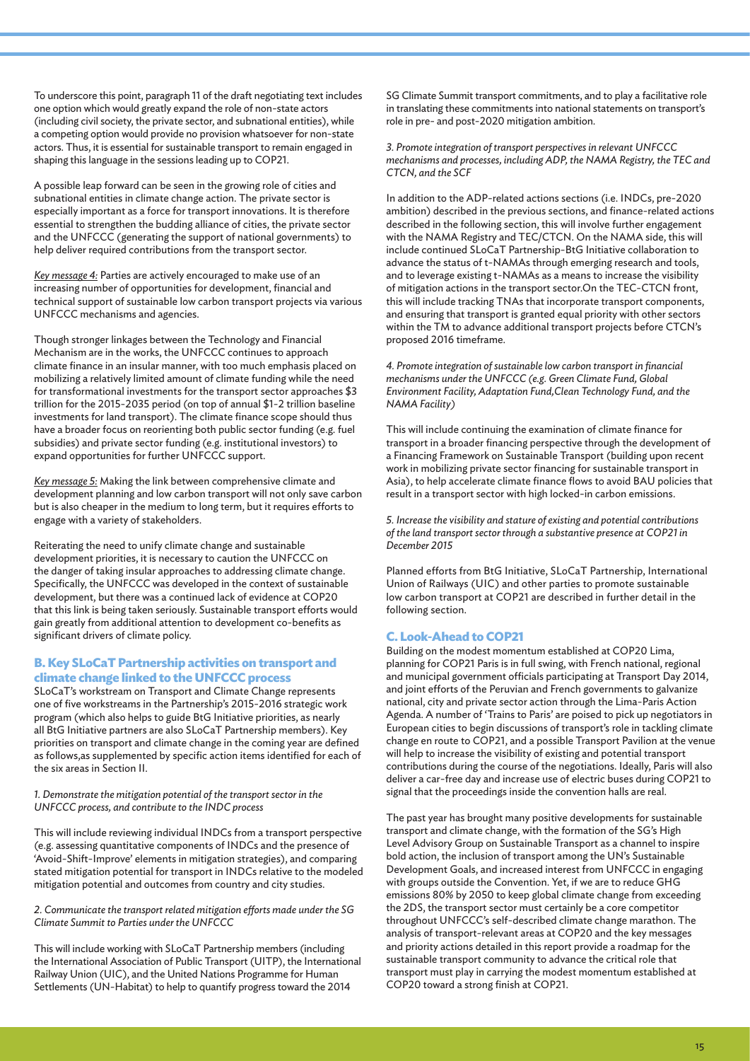To underscore this point, paragraph 11 of the draft negotiating text includes one option which would greatly expand the role of non-state actors (including civil society, the private sector, and subnational entities), while a competing option would provide no provision whatsoever for non-state actors. Thus, it is essential for sustainable transport to remain engaged in shaping this language in the sessions leading up to COP21.

A possible leap forward can be seen in the growing role of cities and subnational entities in climate change action. The private sector is especially important as a force for transport innovations. It is therefore essential to strengthen the budding alliance of cities, the private sector and the UNFCCC (generating the support of national governments) to help deliver required contributions from the transport sector.

_Key message 4:_ Parties are actively encouraged to make use of an increasing number of opportunities for development, financial and technical support of sustainable low carbon transport projects via various UNFCCC mechanisms and agencies.

Though stronger linkages between the Technology and Financial Mechanism are in the works, the UNFCCC continues to approach climate finance in an insular manner, with too much emphasis placed on mobilizing a relatively limited amount of climate funding while the need for transformational investments for the transport sector approaches $3 trillion for the 2015-2035 period (on top of annual $1-2 trillion baseline investments for land transport). The climate finance scope should thus have a broader focus on reorienting both public sector funding (e.g. fuel subsidies) and private sector funding (e.g. institutional investors) to expand opportunities for further UNFCCC support.

_Key message 5:_ Making the link between comprehensive climate and development planning and low carbon transport will not only save carbon but is also cheaper in the medium to long term, but it requires efforts to engage with a variety of stakeholders.

Reiterating the need to unify climate change and sustainable development priorities, it is necessary to caution the UNFCCC on the danger of taking insular approaches to addressing climate change. Specifically, the UNFCCC was developed in the context of sustainable development, but there was a continued lack of evidence at COP20 that this link is being taken seriously. Sustainable transport efforts would gain greatly from additional attention to development co-benefits as significant drivers of climate policy.

### B. Key SLoCaT Partnership activities on transport and climate change linked to the UNFCCC process

SLoCaT's workstream on Transport and Climate Change represents one of five workstreams in the Partnership's 2015-2016 strategic work program (which also helps to guide BtG Initiative priorities, as nearly all BtG Initiative partners are also SLoCaT Partnership members). Key priorities on transport and climate change in the coming year are defined as follows,as supplemented by specific action items identified for each of the six areas in Section II.

_1. Demonstrate the mitigation potential of the transport sector in the UNFCCC process, and contribute to the INDC process_

This will include reviewing individual INDCs from a transport perspective (e.g. assessing quantitative components of INDCs and the presence of 'Avoid-Shift-Improve' elements in mitigation strategies), and comparing stated mitigation potential for transport in INDCs relative to the modeled mitigation potential and outcomes from country and city studies.

_2. Communicate the transport related mitigation efforts made under the SG Climate Summit to Parties under the UNFCCC_

This will include working with SLoCaT Partnership members (including the International Association of Public Transport (UITP), the International Railway Union (UIC), and the United Nations Programme for Human Settlements (UN-Habitat) to help to quantify progress toward the 2014 SG Climate Summit transport commitments, and to play a facilitative role in translating these commitments into national statements on transport's role in pre- and post-2020 mitigation ambition.

_3. Promote integration of transport perspectives in relevant UNFCCC mechanisms and processes, including ADP, the NAMA Registry, the TEC and CTCN, and the SCF_

In addition to the ADP-related actions sections (i.e. INDCs, pre-2020 ambition) described in the previous sections, and finance-related actions described in the following section, this will involve further engagement with the NAMA Registry and TEC/CTCN. On the NAMA side, this will include continued SLoCaT Partnership-BtG Initiative collaboration to advance the status of t-NAMAs through emerging research and tools, and to leverage existing t-NAMAs as a means to increase the visibility of mitigation actions in the transport sector.On the TEC-CTCN front, this will include tracking TNAs that incorporate transport components, and ensuring that transport is granted equal priority with other sectors within the TM to advance additional transport projects before CTCN's proposed 2016 timeframe.

_4. Promote integration of sustainable low carbon transport in financial mechanisms under the UNFCCC (e.g. Green Climate Fund, Global Environment Facility, Adaptation Fund,Clean Technology Fund, and the NAMA Facility)_

This will include continuing the examination of climate finance for transport in a broader financing perspective through the development of a Financing Framework on Sustainable Transport (building upon recent work in mobilizing private sector financing for sustainable transport in Asia), to help accelerate climate finance flows to avoid BAU policies that result in a transport sector with high locked-in carbon emissions.

_5. Increase the visibility and stature of existing and potential contributions of the land transport sector through a substantive presence at COP21 in December 2015_

Planned efforts from BtG Initiative, SLoCaT Partnership, International Union of Railways (UIC) and other parties to promote sustainable low carbon transport at COP21 are described in further detail in the following section.

### C. Look-Ahead to COP21

Building on the modest momentum established at COP20 Lima, planning for COP21 Paris is in full swing, with French national, regional and municipal government officials participating at Transport Day 2014, and joint efforts of the Peruvian and French governments to galvanize national, city and private sector action through the Lima-Paris Action Agenda. A number of 'Trains to Paris' are poised to pick up negotiators in European cities to begin discussions of transport's role in tackling climate change en route to COP21, and a possible Transport Pavilion at the venue will help to increase the visibility of existing and potential transport contributions during the course of the negotiations. Ideally, Paris will also deliver a car-free day and increase use of electric buses during COP21 to signal that the proceedings inside the convention halls are real.

The past year has brought many positive developments for sustainable transport and climate change, with the formation of the SG's High Level Advisory Group on Sustainable Transport as a channel to inspire bold action, the inclusion of transport among the UN's Sustainable Development Goals, and increased interest from UNFCCC in engaging with groups outside the Convention. Yet, if we are to reduce GHG emissions 80% by 2050 to keep global climate change from exceeding the 2DS, the transport sector must certainly be a core competitor throughout UNFCCC's self-described climate change marathon. The analysis of transport-relevant areas at COP20 and the key messages and priority actions detailed in this report provide a roadmap for the sustainable transport community to advance the critical role that transport must play in carrying the modest momentum established at COP20 toward a strong finish at COP21.